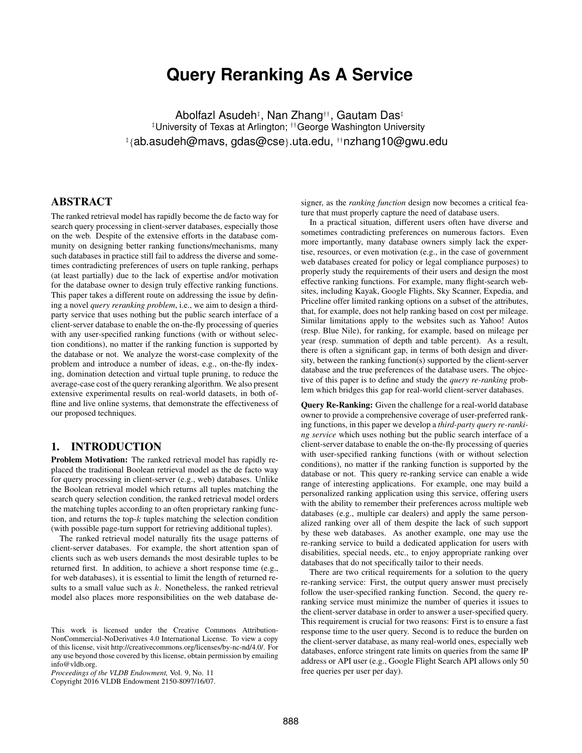# Query Reranking As A Service

Abolfazl Asudeh[‡], Nan Zhang[††], Gautam Das[‡]
[‡]University of Texas at Arlington; [††]George Washington University
[‡]{ab.asudeh@mavs, gdas@cse}.uta.edu, [††]nzhang10@gwu.edu

## ABSTRACT

The ranked retrieval model has rapidly become the de facto way for search query processing in client-server databases, especially those on the web. Despite of the extensive efforts in the database community on designing better ranking functions/mechanisms, many such databases in practice still fail to address the diverse and sometimes contradicting preferences of users on tuple ranking, perhaps (at least partially) due to the lack of expertise and/or motivation for the database owner to design truly effective ranking functions. This paper takes a different route on addressing the issue by defining a novel *query reranking problem*, i.e., we aim to design a third-party service that uses nothing but the public search interface of a client-server database to enable the on-the-fly processing of queries with any user-specified ranking functions (with or without selection conditions), no matter if the ranking function is supported by the database or not. We analyze the worst-case complexity of the problem and introduce a number of ideas, e.g., on-the-fly indexing, domination detection and virtual tuple pruning, to reduce the average-case cost of the query reranking algorithm. We also present extensive experimental results on real-world datasets, in both offline and live online systems, that demonstrate the effectiveness of our proposed techniques.

## 1. INTRODUCTION

**Problem Motivation:** The ranked retrieval model has rapidly replaced the traditional Boolean retrieval model as the de facto way for query processing in client-server (e.g., web) databases. Unlike the Boolean retrieval model which returns all tuples matching the search query selection condition, the ranked retrieval model orders the matching tuples according to an often proprietary ranking function, and returns the top-$k$ tuples matching the selection condition (with possible page-turn support for retrieving additional tuples).

The ranked retrieval model naturally fits the usage patterns of client-server databases. For example, the short attention span of clients such as web users demands the most desirable tuples to be returned first. In addition, to achieve a short response time (e.g., for web databases), it is essential to limit the length of returned results to a small value such as $k$. Nonetheless, the ranked retrieval model also places more responsibilities on the web database designer, as the *ranking function* design now becomes a critical feature that must properly capture the need of database users.

In a practical situation, different users often have diverse and sometimes contradicting preferences on numerous factors. Even more importantly, many database owners simply lack the expertise, resources, or even motivation (e.g., in the case of government web databases created for policy or legal compliance purposes) to properly study the requirements of their users and design the most effective ranking functions. For example, many flight-search websites, including Kayak, Google Flights, Sky Scanner, Expedia, and Priceline offer limited ranking options on a subset of the attributes, that, for example, does not help ranking based on cost per mileage. Similar limitations apply to the websites such as Yahoo! Autos (resp. Blue Nile), for ranking, for example, based on mileage per year (resp. summation of depth and table percent). As a result, there is often a significant gap, in terms of both design and diversity, between the ranking function(s) supported by the client-server database and the true preferences of the database users. The objective of this paper is to define and study the *query re-ranking* problem which bridges this gap for real-world client-server databases.

**Query Re-Ranking:** Given the challenge for a real-world database owner to provide a comprehensive coverage of user-preferred ranking functions, in this paper we develop a *third-party query re-ranking service* which uses nothing but the public search interface of a client-server database to enable the on-the-fly processing of queries with user-specified ranking functions (with or without selection conditions), no matter if the ranking function is supported by the database or not. This query re-ranking service can enable a wide range of interesting applications. For example, one may build a personalized ranking application using this service, offering users with the ability to remember their preferences across multiple web databases (e.g., multiple car dealers) and apply the same personalized ranking over all of them despite the lack of such support by these web databases. As another example, one may use the re-ranking service to build a dedicated application for users with disabilities, special needs, etc., to enjoy appropriate ranking over databases that do not specifically tailor to their needs.

There are two critical requirements for a solution to the query re-ranking service: First, the output query answer must precisely follow the user-specified ranking function. Second, the query re-ranking service must minimize the number of queries it issues to the client-server database in order to answer a user-specified query. This requirement is crucial for two reasons: First is to ensure a fast response time to the user query. Second is to reduce the burden on the client-server database, as many real-world ones, especially web databases, enforce stringent rate limits on queries from the same IP address or API user (e.g., Google Flight Search API allows only 50 free queries per user per day).

This work is licensed under the Creative Commons Attribution-NonCommercial-NoDerivatives 4.0 International License. To view a copy of this license, visit http://creativecommons.org/licenses/by-nc-nd/4.0/. For any use beyond those covered by this license, obtain permission by emailing info@vldb.org.
*Proceedings of the VLDB Endowment,* Vol. 9, No. 11
Copyright 2016 VLDB Endowment 2150-8097/16/07.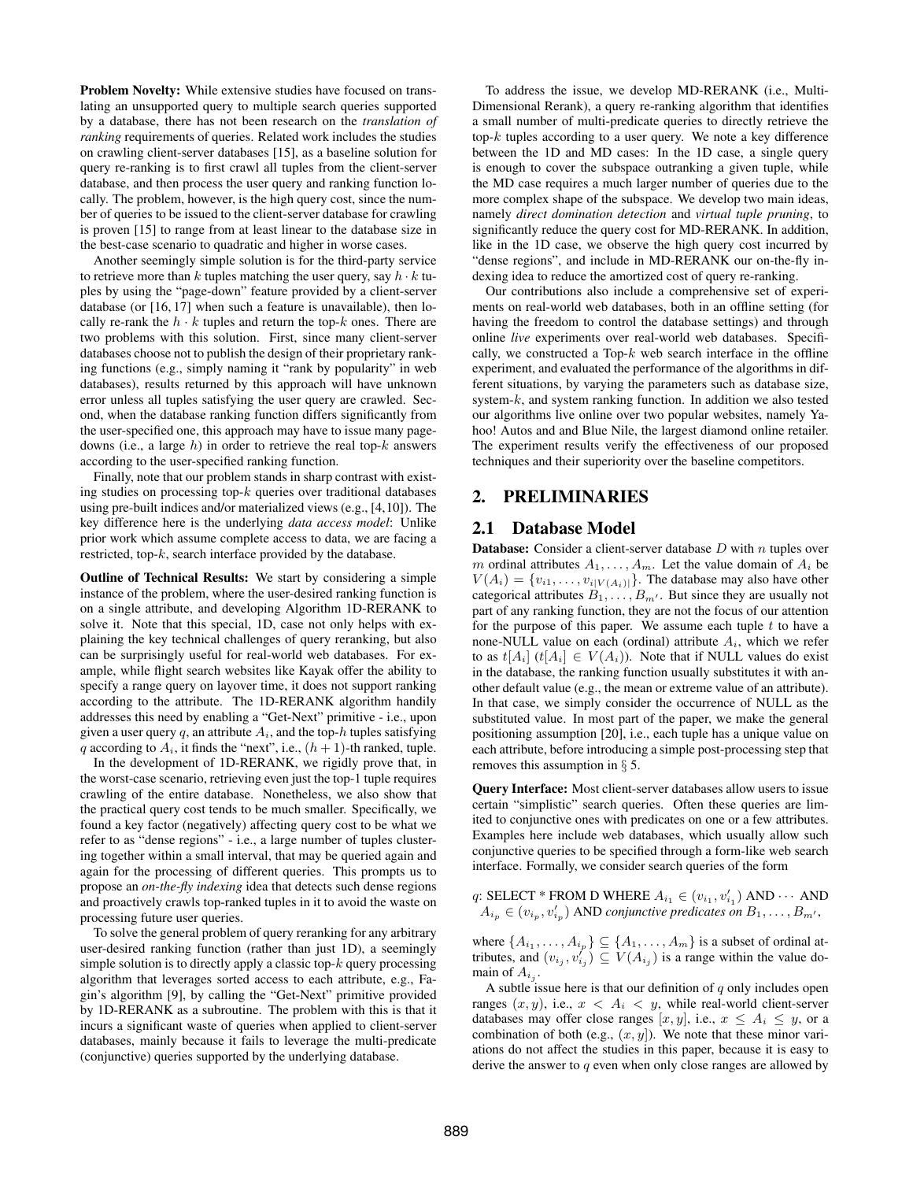**Problem Novelty:** While extensive studies have focused on translating an unsupported query to multiple search queries supported by a database, there has not been research on the *translation of ranking* requirements of queries. Related work includes the studies on crawling client-server databases [15], as a baseline solution for query re-ranking is to first crawl all tuples from the client-server database, and then process the user query and ranking function locally. The problem, however, is the high query cost, since the number of queries to be issued to the client-server database for crawling is proven [15] to range from at least linear to the database size in the best-case scenario to quadratic and higher in worse cases.

Another seemingly simple solution is for the third-party service to retrieve more than $k$ tuples matching the user query, say $h \cdot k$ tuples by using the "page-down" feature provided by a client-server database (or [16, 17] when such a feature is unavailable), then locally re-rank the $h \cdot k$ tuples and return the top-$k$ ones. There are two problems with this solution. First, since many client-server databases choose not to publish the design of their proprietary ranking functions (e.g., simply naming it "rank by popularity" in web databases), results returned by this approach will have unknown error unless all tuples satisfying the user query are crawled. Second, when the database ranking function differs significantly from the user-specified one, this approach may have to issue many page-downs (i.e., a large $h$) in order to retrieve the real top-$k$ answers according to the user-specified ranking function.

Finally, note that our problem stands in sharp contrast with existing studies on processing top-$k$ queries over traditional databases using pre-built indices and/or materialized views (e.g., [4,10]). The key difference here is the underlying *data access model*: Unlike prior work which assume complete access to data, we are facing a restricted, top-$k$, search interface provided by the database.

**Outline of Technical Results:** We start by considering a simple instance of the problem, where the user-desired ranking function is on a single attribute, and developing Algorithm 1D-RERANK to solve it. Note that this special, 1D, case not only helps with explaining the key technical challenges of query reranking, but also can be surprisingly useful for real-world web databases. For example, while flight search websites like Kayak offer the ability to specify a range query on layover time, it does not support ranking according to the attribute. The 1D-RERANK algorithm handily addresses this need by enabling a "Get-Next" primitive - i.e., upon given a user query $q$, an attribute $A_i$, and the top-$h$ tuples satisfying $q$ according to $A_i$, it finds the "next", i.e., $(h+1)$-th ranked, tuple.

In the development of 1D-RERANK, we rigidly prove that, in the worst-case scenario, retrieving even just the top-1 tuple requires crawling of the entire database. Nonetheless, we also show that the practical query cost tends to be much smaller. Specifically, we found a key factor (negatively) affecting query cost to be what we refer to as "dense regions" - i.e., a large number of tuples clustering together within a small interval, that may be queried again and again for the processing of different queries. This prompts us to propose an *on-the-fly indexing* idea that detects such dense regions and proactively crawls top-ranked tuples in it to avoid the waste on processing future user queries.

To solve the general problem of query reranking for any arbitrary user-desired ranking function (rather than just 1D), a seemingly simple solution is to directly apply a classic top-$k$ query processing algorithm that leverages sorted access to each attribute, e.g., Fagin's algorithm [9], by calling the "Get-Next" primitive provided by 1D-RERANK as a subroutine. The problem with this is that it incurs a significant waste of queries when applied to client-server databases, mainly because it fails to leverage the multi-predicate (conjunctive) queries supported by the underlying database.

To address the issue, we develop MD-RERANK (i.e., Multi-Dimensional Rerank), a query re-ranking algorithm that identifies a small number of multi-predicate queries to directly retrieve the top-$k$ tuples according to a user query. We note a key difference between the 1D and MD cases: In the 1D case, a single query is enough to cover the subspace outranking a given tuple, while the MD case requires a much larger number of queries due to the more complex shape of the subspace. We develop two main ideas, namely *direct domination detection* and *virtual tuple pruning*, to significantly reduce the query cost for MD-RERANK. In addition, like in the 1D case, we observe the high query cost incurred by "dense regions", and include in MD-RERANK our on-the-fly indexing idea to reduce the amortized cost of query re-ranking.

Our contributions also include a comprehensive set of experiments on real-world web databases, both in an offline setting (for having the freedom to control the database settings) and through online *live* experiments over real-world web databases. Specifically, we constructed a Top-$k$ web search interface in the offline experiment, and evaluated the performance of the algorithms in different situations, by varying the parameters such as database size, system-$k$, and system ranking function. In addition we also tested our algorithms live online over two popular websites, namely Yahoo! Autos and and Blue Nile, the largest diamond online retailer. The experiment results verify the effectiveness of our proposed techniques and their superiority over the baseline competitors.

## 2. PRELIMINARIES

### 2.1 Database Model

**Database:** Consider a client-server database $D$ with $n$ tuples over $m$ ordinal attributes $A_1, \ldots, A_m$. Let the value domain of $A_i$ be $V(A_i) = \{v_{i1}, \ldots, v_{i|V(A_i)|}\}$. The database may also have other categorical attributes $B_1, \ldots, B_{m'}$. But since they are usually not part of any ranking function, they are not the focus of our attention for the purpose of this paper. We assume each tuple $t$ to have a none-NULL value on each (ordinal) attribute $A_i$, which we refer to as $t[A_i]$ ($t[A_i] \in V(A_i)$). Note that if NULL values do exist in the database, the ranking function usually substitutes it with another default value (e.g., the mean or extreme value of an attribute). In that case, we simply consider the occurrence of NULL as the substituted value. In most part of the paper, we make the general positioning assumption [20], i.e., each tuple has a unique value on each attribute, before introducing a simple post-processing step that removes this assumption in § 5.

**Query Interface:** Most client-server databases allow users to issue certain "simplistic" search queries. Often these queries are limited to conjunctive ones with predicates on one or a few attributes. Examples here include web databases, which usually allow such conjunctive queries to be specified through a form-like web search interface. Formally, we consider search queries of the form

$q$: SELECT * FROM D WHERE $A_{i_1} \in (v_{i_1}, v'_{i_1})$ AND $\cdots$ AND $A_{i_p} \in (v_{i_p}, v'_{i_p})$ AND *conjunctive predicates on* $B_1, \ldots, B_{m'}$,

where $\{A_{i_1}, \ldots, A_{i_p}\} \subseteq \{A_1, \ldots, A_m\}$ is a subset of ordinal attributes, and $(v_{i_j}, v'_{i_j}) \subseteq V(A_{i_j})$ is a range within the value domain of $A_{i_j}$.

A subtle issue here is that our definition of $q$ only includes open ranges $(x, y)$, i.e., $x < A_i < y$, while real-world client-server databases may offer close ranges $[x, y]$, i.e., $x \leq A_i \leq y$, or a combination of both (e.g., $(x, y]$). We note that these minor variations do not affect the studies in this paper, because it is easy to derive the answer to $q$ even when only close ranges are allowed by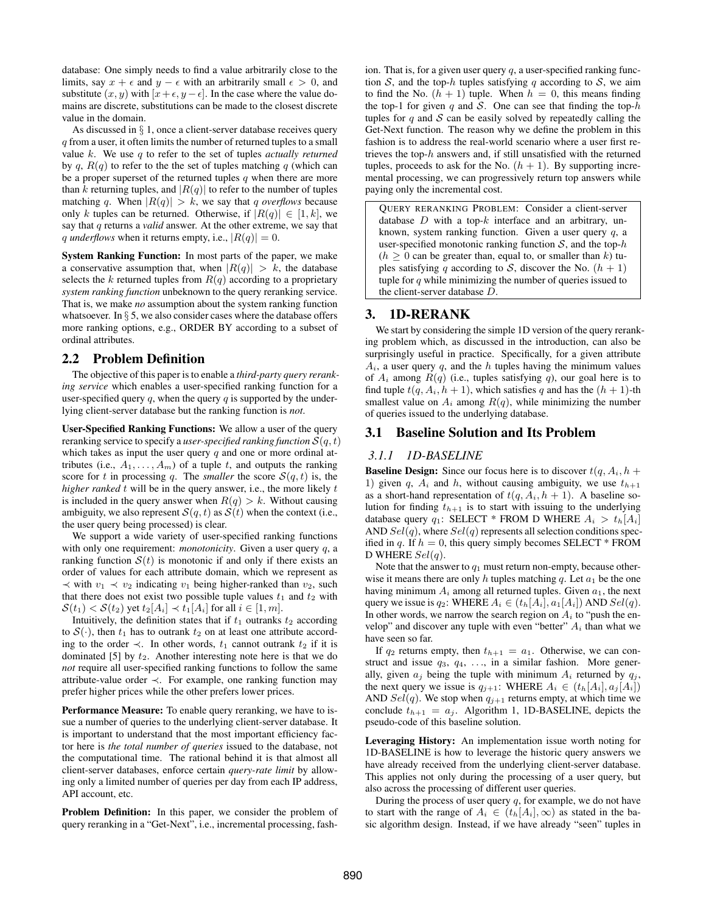database: One simply needs to find a value arbitrarily close to the limits, say $x + \epsilon$ and $y - \epsilon$ with an arbitrarily small $\epsilon > 0$, and substitute $(x, y)$ with $[x+\epsilon, y-\epsilon]$. In the case where the value domains are discrete, substitutions can be made to the closest discrete value in the domain.

As discussed in § 1, once a client-server database receives query $q$ from a user, it often limits the number of returned tuples to a small value $k$. We use $q$ to refer to the set of tuples *actually returned* by $q$, $R(q)$ to refer to the the set of tuples matching $q$ (which can be a proper superset of the returned tuples $q$ when there are more than $k$ returning tuples, and $|R(q)|$ to refer to the number of tuples matching $q$. When $|R(q)| > k$, we say that $q$ *overflows* because only $k$ tuples can be returned. Otherwise, if $|R(q)| \in [1, k]$, we say that $q$ returns a *valid* answer. At the other extreme, we say that $q$ *underflows* when it returns empty, i.e., $|R(q)| = 0$.

**System Ranking Function:** In most parts of the paper, we make a conservative assumption that, when $|R(q)| > k$, the database selects the $k$ returned tuples from $R(q)$ according to a proprietary *system ranking function* unbeknown to the query reranking service. That is, we make *no* assumption about the system ranking function whatsoever. In § 5, we also consider cases where the database offers more ranking options, e.g., ORDER BY according to a subset of ordinal attributes.

## 2.2 Problem Definition

The objective of this paper is to enable a *third-party query reranking service* which enables a user-specified ranking function for a user-specified query $q$, when the query $q$ is supported by the underlying client-server database but the ranking function is *not*.

**User-Specified Ranking Functions:** We allow a user of the query reranking service to specify a *user-specified ranking function* $\mathcal{S}(q, t)$ which takes as input the user query $q$ and one or more ordinal attributes (i.e., $A_1, \ldots, A_m$) of a tuple $t$, and outputs the ranking score for $t$ in processing $q$. The *smaller* the score $\mathcal{S}(q, t)$ is, the *higher ranked* $t$ will be in the query answer, i.e., the more likely $t$ is included in the query answer when $R(q) > k$. Without causing ambiguity, we also represent $\mathcal{S}(q, t)$ as $\mathcal{S}(t)$ when the context (i.e., the user query being processed) is clear.

We support a wide variety of user-specified ranking functions with only one requirement: *monotonicity*. Given a user query $q$, a ranking function $\mathcal{S}(t)$ is monotonic if and only if there exists an order of values for each attribute domain, which we represent as $\prec$ with $v_1 \prec v_2$ indicating $v_1$ being higher-ranked than $v_2$, such that there does not exist two possible tuple values $t_1$ and $t_2$ with $\mathcal{S}(t_1) < \mathcal{S}(t_2)$ yet $t_2[A_i] \prec t_1[A_i]$ for all $i \in [1, m]$.

Intuitively, the definition states that if $t_1$ outranks $t_2$ according to $\mathcal{S}(\cdot)$, then $t_1$ has to outrank $t_2$ on at least one attribute according to the order $\prec$. In other words, $t_1$ cannot outrank $t_2$ if it is dominated [5] by $t_2$. Another interesting note here is that we do *not* require all user-specified ranking functions to follow the same attribute-value order $\prec$. For example, one ranking function may prefer higher prices while the other prefers lower prices.

**Performance Measure:** To enable query reranking, we have to issue a number of queries to the underlying client-server database. It is important to understand that the most important efficiency factor here is *the total number of queries* issued to the database, not the computational time. The rational behind it is that almost all client-server databases, enforce certain *query-rate limit* by allowing only a limited number of queries per day from each IP address, API account, etc.

**Problem Definition:** In this paper, we consider the problem of query reranking in a "Get-Next", i.e., incremental processing, fashion. That is, for a given user query $q$, a user-specified ranking function $\mathcal{S}$, and the top-$h$ tuples satisfying $q$ according to $\mathcal{S}$, we aim to find the No. $(h + 1)$ tuple. When $h = 0$, this means finding the top-1 for given $q$ and $\mathcal{S}$. One can see that finding the top-$h$ tuples for $q$ and $\mathcal{S}$ can be easily solved by repeatedly calling the Get-Next function. The reason why we define the problem in this fashion is to address the real-world scenario where a user first retrieves the top-$h$ answers and, if still unsatisfied with the returned tuples, proceeds to ask for the No. $(h + 1)$. By supporting incremental processing, we can progressively return top answers while paying only the incremental cost.

> QUERY RERANKING PROBLEM: Consider a client-server database $D$ with a top-$k$ interface and an arbitrary, unknown, system ranking function. Given a user query $q$, a user-specified monotonic ranking function $\mathcal{S}$, and the top-$h$ ($h \geq 0$ can be greater than, equal to, or smaller than $k$) tuples satisfying $q$ according to $\mathcal{S}$, discover the No. $(h + 1)$ tuple for $q$ while minimizing the number of queries issued to the client-server database $D$.

# 3. 1D-RERANK

We start by considering the simple 1D version of the query reranking problem which, as discussed in the introduction, can also be surprisingly useful in practice. Specifically, for a given attribute $A_i$, a user query $q$, and the $h$ tuples having the minimum values of $A_i$ among $R(q)$ (i.e., tuples satisfying $q$), our goal here is to find tuple $t(q, A_i, h + 1)$, which satisfies $q$ and has the $(h + 1)$-th smallest value on $A_i$ among $R(q)$, while minimizing the number of queries issued to the underlying database.

## 3.1 Baseline Solution and Its Problem

### 3.1.1 1D-BASELINE

**Baseline Design:** Since our focus here is to discover $t(q, A_i, h + 1)$ given $q$, $A_i$ and $h$, without causing ambiguity, we use $t_{h+1}$ as a short-hand representation of $t(q, A_i, h + 1)$. A baseline solution for finding $t_{h+1}$ is to start with issuing to the underlying database query $q_1$: SELECT * FROM D WHERE $A_i > t_h[A_i]$ AND $Sel(q)$, where $Sel(q)$ represents all selection conditions specified in $q$. If $h = 0$, this query simply becomes SELECT * FROM D WHERE $Sel(q)$.

Note that the answer to $q_1$ must return non-empty, because otherwise it means there are only $h$ tuples matching $q$. Let $a_1$ be the one having minimum $A_i$ among all returned tuples. Given $a_1$, the next query we issue is $q_2$: WHERE $A_i \in (t_h[A_i], a_1[A_i])$ AND $Sel(q)$. In other words, we narrow the search region on $A_i$ to "push the envelop" and discover any tuple with even "better" $A_i$ than what we have seen so far.

If $q_2$ returns empty, then $t_{h+1} = a_1$. Otherwise, we can construct and issue $q_3$, $q_4$, ..., in a similar fashion. More generally, given $a_j$ being the tuple with minimum $A_i$ returned by $q_j$, the next query we issue is $q_{j+1}$: WHERE $A_i \in (t_h[A_i], a_j[A_i])$ AND $Sel(q)$. We stop when $q_{j+1}$ returns empty, at which time we conclude $t_{h+1} = a_j$. Algorithm 1, 1D-BASELINE, depicts the pseudo-code of this baseline solution.

**Leveraging History:** An implementation issue worth noting for 1D-BASELINE is how to leverage the historic query answers we have already received from the underlying client-server database. This applies not only during the processing of a user query, but also across the processing of different user queries.

During the process of user query $q$, for example, we do not have to start with the range of $A_i \in (t_h[A_i], \infty)$ as stated in the basic algorithm design. Instead, if we have already "seen" tuples in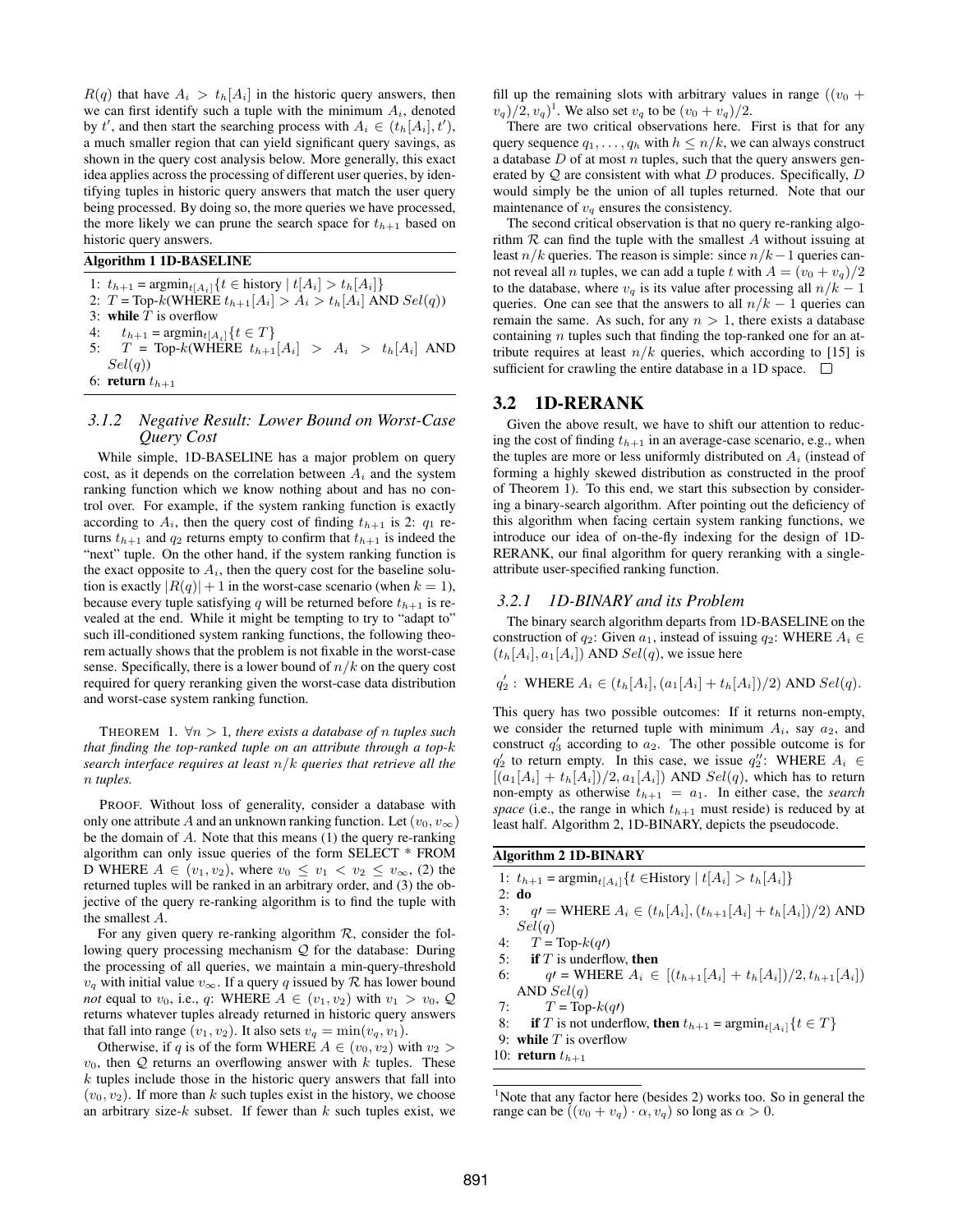$R(q)$ that have $A_i > t_h[A_i]$ in the historic query answers, then we can first identify such a tuple with the minimum $A_i$, denoted by $t'$, and then start the searching process with $A_i \in (t_h[A_i], t')$, a much smaller region that can yield significant query savings, as shown in the query cost analysis below. More generally, this exact idea applies across the processing of different user queries, by identifying tuples in historic query answers that match the user query being processed. By doing so, the more queries we have processed, the more likely we can prune the search space for $t_{h+1}$ based on historic query answers.

**Algorithm 1 1D-BASELINE**

```
1: t_{h+1} = argmin_{t[A_i]}{t ∈ history | t[A_i] > t_h[A_i]}
2: T = Top-k(WHERE t_{h+1}[A_i] > A_i > t_h[A_i] AND Sel(q))
3: while T is overflow
4:    t_{h+1} = argmin_{t[A_i]}{t ∈ T}
5:    T = Top-k(WHERE t_{h+1}[A_i] > A_i > t_h[A_i] AND Sel(q))
6: return t_{h+1}
```

#### 3.1.2 Negative Result: Lower Bound on Worst-Case Query Cost

While simple, 1D-BASELINE has a major problem on query cost, as it depends on the correlation between $A_i$ and the system ranking function which we know nothing about and has no control over. For example, if the system ranking function is exactly according to $A_i$, then the query cost of finding $t_{h+1}$ is 2: $q_1$ returns $t_{h+1}$ and $q_2$ returns empty to confirm that $t_{h+1}$ is indeed the "next" tuple. On the other hand, if the system ranking function is the exact opposite to $A_i$, then the query cost for the baseline solution is exactly $|R(q)| + 1$ in the worst-case scenario (when $k = 1$), because every tuple satisfying $q$ will be returned before $t_{h+1}$ is revealed at the end. While it might be tempting to try to "adapt to" such ill-conditioned system ranking functions, the following theorem actually shows that the problem is not fixable in the worst-case sense. Specifically, there is a lower bound of $n/k$ on the query cost required for query reranking given the worst-case data distribution and worst-case system ranking function.

THEOREM 1. *$\forall n > 1$, there exists a database of $n$ tuples such that finding the top-ranked tuple on an attribute through a top-$k$ search interface requires at least $n/k$ queries that retrieve all the $n$ tuples.*

PROOF. Without loss of generality, consider a database with only one attribute $A$ and an unknown ranking function. Let $(v_0, v_\infty)$ be the domain of $A$. Note that this means (1) the query re-ranking algorithm can only issue queries of the form SELECT * FROM D WHERE $A \in (v_1, v_2)$, where $v_0 \leq v_1 < v_2 \leq v_\infty$, (2) the returned tuples will be ranked in an arbitrary order, and (3) the objective of the query re-ranking algorithm is to find the tuple with the smallest $A$.

For any given query re-ranking algorithm $\mathcal{R}$, consider the following query processing mechanism $\mathcal{Q}$ for the database: During the processing of all queries, we maintain a min-query-threshold $v_q$ with initial value $v_\infty$. If a query $q$ issued by $\mathcal{R}$ has lower bound *not* equal to $v_0$, i.e., $q$: WHERE $A \in (v_1, v_2)$ with $v_1 > v_0$, $\mathcal{Q}$ returns whatever tuples already returned in historic query answers that fall into range $(v_1, v_2)$. It also sets $v_q = \min(v_q, v_1)$.

Otherwise, if $q$ is of the form WHERE $A \in (v_0, v_2)$ with $v_2 > v_0$, then $\mathcal{Q}$ returns an overflowing answer with $k$ tuples. These $k$ tuples include those in the historic query answers that fall into $(v_0, v_2)$. If more than $k$ such tuples exist in the history, we choose an arbitrary size-$k$ subset. If fewer than $k$ such tuples exist, we fill up the remaining slots with arbitrary values in range $((v_0 + v_q)/2, v_q)$[1]. We also set $v_q$ to be $(v_0 + v_q)/2$.

There are two critical observations here. First is that for any query sequence $q_1, \ldots, q_h$ with $h \leq n/k$, we can always construct a database $D$ of at most $n$ tuples, such that the query answers generated by $\mathcal{Q}$ are consistent with what $D$ produces. Specifically, $D$ would simply be the union of all tuples returned. Note that our maintenance of $v_q$ ensures the consistency.

The second critical observation is that no query re-ranking algorithm $\mathcal{R}$ can find the tuple with the smallest $A$ without issuing at least $n/k$ queries. The reason is simple: since $n/k - 1$ queries cannot reveal all $n$ tuples, we can add a tuple $t$ with $A = (v_0 + v_q)/2$ to the database, where $v_q$ is its value after processing all $n/k - 1$ queries. One can see that the answers to all $n/k - 1$ queries can remain the same. As such, for any $n > 1$, there exists a database containing $n$ tuples such that finding the top-ranked one for an attribute requires at least $n/k$ queries, which according to [15] is sufficient for crawling the entire database in a 1D space. □

## 3.2 1D-RERANK

Given the above result, we have to shift our attention to reducing the cost of finding $t_{h+1}$ in an average-case scenario, e.g., when the tuples are more or less uniformly distributed on $A_i$ (instead of forming a highly skewed distribution as constructed in the proof of Theorem 1). To this end, we start this subsection by considering a binary-search algorithm. After pointing out the deficiency of this algorithm when facing certain system ranking functions, we introduce our idea of on-the-fly indexing for the design of 1D-RERANK, our final algorithm for query reranking with a single-attribute user-specified ranking function.

### 3.2.1 1D-BINARY and its Problem

The binary search algorithm departs from 1D-BASELINE on the construction of $q_2$: Given $a_1$, instead of issuing $q_2$: WHERE $A_i \in (t_h[A_i], a_1[A_i])$ AND $Sel(q)$, we issue here

$$q'_2: \text{ WHERE } A_i \in (t_h[A_i], (a_1[A_i] + t_h[A_i])/2) \text{ AND } Sel(q).$$

This query has two possible outcomes: If it returns non-empty, we consider the returned tuple with minimum $A_i$, say $a_2$, and construct $q'_3$ according to $a_2$. The other possible outcome is for $q'_2$ to return empty. In this case, we issue $q''_2$: WHERE $A_i \in [(a_1[A_i] + t_h[A_i])/2, a_1[A_i])$ AND $Sel(q)$, which has to return non-empty as otherwise $t_{h+1} = a_1$. In either case, the *search space* (i.e., the range in which $t_{h+1}$ must reside) is reduced by at least half. Algorithm 2, 1D-BINARY, depicts the pseudocode.

**Algorithm 2 1D-BINARY**

```
1: t_{h+1} = argmin_{t[A_i]}{t ∈History | t[A_i] > t_h[A_i]}
2: do
3:    q' = WHERE A_i ∈ (t_h[A_i], (t_{h+1}[A_i] + t_h[A_i])/2) AND Sel(q)
4:    T = Top-k(q')
5:    if T is underflow, then
6:       q' = WHERE A_i ∈ [(t_{h+1}[A_i] + t_h[A_i])/2, t_{h+1}[A_i]) AND Sel(q)
7:       T = Top-k(q')
8:    if T is not underflow, then t_{h+1} = argmin_{t[A_i]}{t ∈ T}
9: while T is overflow
10: return t_{h+1}
```

[1] Note that any factor here (besides 2) works too. So in general the range can be $((v_0 + v_q) \cdot \alpha, v_q)$ so long as $\alpha > 0$.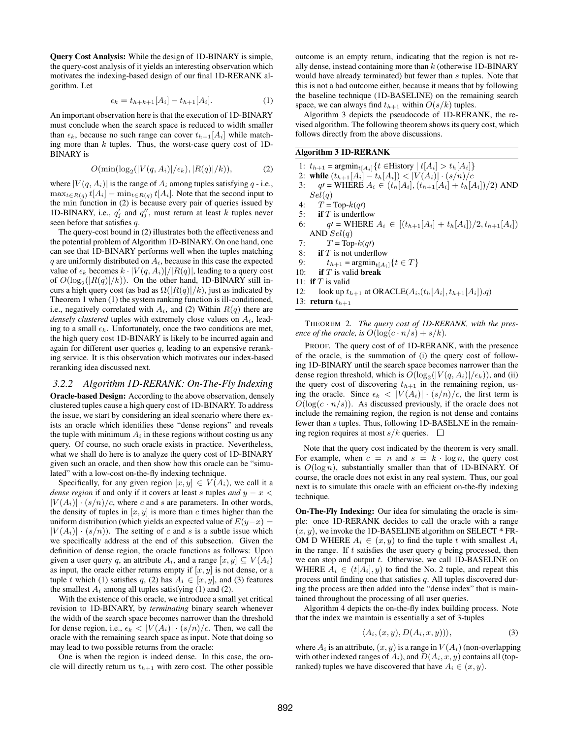**Query Cost Analysis:** While the design of 1D-BINARY is simple, the query-cost analysis of it yields an interesting observation which motivates the indexing-based design of our final 1D-RERANK algorithm. Let

$$\epsilon_k = t_{h+k+1}[A_i] - t_{h+1}[A_i]. \tag{1}$$

An important observation here is that the execution of 1D-BINARY must conclude when the search space is reduced to width smaller than $\epsilon_k$, because no such range can cover $t_{h+1}[A_i]$ while matching more than $k$ tuples. Thus, the worst-case query cost of 1D-BINARY is

$$O(\min(\log_2(|V(q, A_i)|/\epsilon_k), |R(q)|/k)), \tag{2}$$

where $|V(q, A_i)|$ is the range of $A_i$ among tuples satisfying $q$ - i.e., $\max_{t \in R(q)} t[A_i] - \min_{t \in R(q)} t[A_i]$. Note that the second input to the min function in (2) is because every pair of queries issued by 1D-BINARY, i.e., $q'_j$ and $q''_j$, must return at least $k$ tuples never seen before that satisfies $q$.

The query-cost bound in (2) illustrates both the effectiveness and the potential problem of Algorithm 1D-BINARY. On one hand, one can see that 1D-BINARY performs well when the tuples matching $q$ are uniformly distributed on $A_i$, because in this case the expected value of $\epsilon_k$ becomes $k \cdot |V(q, A_i)|/|R(q)|$, leading to a query cost of $O(\log_2(|R(q)|/k))$. On the other hand, 1D-BINARY still incurs a high query cost (as bad as $\Omega(|R(q)|/k)$, just as indicated by Theorem 1 when (1) the system ranking function is ill-conditioned, i.e., negatively correlated with $A_i$, and (2) Within $R(q)$ there are *densely clustered* tuples with extremely close values on $A_i$, leading to a small $\epsilon_k$. Unfortunately, once the two conditions are met, the high query cost 1D-BINARY is likely to be incurred again and again for different user queries $q$, leading to an expensive reranking service. It is this observation which motivates our index-based reranking idea discussed next.

### 3.2.2 Algorithm 1D-RERANK: On-The-Fly Indexing

**Oracle-based Design:** According to the above observation, densely clustered tuples cause a high query cost of 1D-BINARY. To address the issue, we start by considering an ideal scenario where there exists an oracle which identifies these "dense regions" and reveals the tuple with minimum $A_i$ in these regions without costing us any query. Of course, no such oracle exists in practice. Nevertheless, what we shall do here is to analyze the query cost of 1D-BINARY given such an oracle, and then show how this oracle can be "simulated" with a low-cost on-the-fly indexing technique.

Specifically, for any given region $[x, y] \in V(A_i)$, we call it a *dense region* if and only if it covers at least $s$ tuples *and* $y - x < |V(A_i)| \cdot (s/n)/c$, where $c$ and $s$ are parameters. In other words, the density of tuples in $[x, y]$ is more than $c$ times higher than the uniform distribution (which yields an expected value of $E(y-x) = |V(A_i)| \cdot (s/n)$). The setting of $c$ and $s$ is a subtle issue which we specifically address at the end of this subsection. Given the definition of dense region, the oracle functions as follows: Upon given a user query $q$, an attribute $A_i$, and a range $[x, y] \subseteq V(A_i)$ as input, the oracle either returns empty if $[x, y]$ is not dense, or a tuple $t$ which (1) satisfies $q$, (2) has $A_i \in [x, y]$, and (3) features the smallest $A_i$ among all tuples satisfying (1) and (2).

With the existence of this oracle, we introduce a small yet critical revision to 1D-BINARY, by *terminating* binary search whenever the width of the search space becomes narrower than the threshold for dense region, i.e., $\epsilon_k < |V(A_i)| \cdot (s/n)/c$. Then, we call the oracle with the remaining search space as input. Note that doing so may lead to two possible returns from the oracle:

One is when the region is indeed dense. In this case, the oracle will directly return us $t_{h+1}$ with zero cost. The other possible outcome is an empty return, indicating that the region is not really dense, instead containing more than $k$ (otherwise 1D-BINARY would have already terminated) but fewer than $s$ tuples. Note that this is not a bad outcome either, because it means that by following the baseline technique (1D-BASELINE) on the remaining search space, we can always find $t_{h+1}$ within $O(s/k)$ tuples.

Algorithm 3 depicts the pseudocode of 1D-RERANK, the revised algorithm. The following theorem shows its query cost, which follows directly from the above discussions.

**Algorithm 3 1D-RERANK**

```
1: t_{h+1} = argmin_{t[A_i]}{t ∈History | t[A_i] > t_h[A_i]}
2: while (t_{h+1}[A_i] − t_h[A_i]) < |V(A_i)| · (s/n)/c
3:     q′ = WHERE A_i ∈ (t_h[A_i], (t_{h+1}[A_i] + t_h[A_i])/2) AND Sel(q)
4:     T = Top-k(q′)
5:     if T is underflow
6:         q′ = WHERE A_i ∈ [(t_{h+1}[A_i] + t_h[A_i])/2, t_{h+1}[A_i]) AND Sel(q)
7:         T = Top-k(q′)
8:     if T is not underflow
9:         t_{h+1} = argmin_{t[A_i]}{t ∈ T}
10:    if T is valid break
11: if T is valid
12:    look up t_{h+1} at ORACLE(A_i,(t_h[A_i], t_{h+1}[A_i]),q)
13: return t_{h+1}
```

THEOREM 2. *The query cost of 1D-RERANK, with the presence of the oracle, is* $O(\log(c \cdot n/s) + s/k)$.

PROOF. The query cost of of 1D-RERANK, with the presence of the oracle, is the summation of (i) the query cost of following 1D-BINARY until the search space becomes narrower than the dense region threshold, which is $O(\log_2(|V(q, A_i)|/\epsilon_k))$, and (ii) the query cost of discovering $t_{h+1}$ in the remaining region, using the oracle. Since $\epsilon_k < |V(A_i)| \cdot (s/n)/c$, the first term is $O(\log(c \cdot n/s))$. As discussed previously, if the oracle does not include the remaining region, the region is not dense and contains fewer than $s$ tuples. Thus, following 1D-BASELNE in the remaining region requires at most $s/k$ queries. □

Note that the query cost indicated by the theorem is very small. For example, when $c = n$ and $s = k \cdot \log n$, the query cost is $O(\log n)$, substantially smaller than that of 1D-BINARY. Of course, the oracle does not exist in any real system. Thus, our goal next is to simulate this oracle with an efficient on-the-fly indexing technique.

**On-The-Fly Indexing:** Our idea for simulating the oracle is simple: once 1D-RERANK decides to call the oracle with a range $(x, y)$, we invoke the 1D-BASELINE algorithm on SELECT * FROM D WHERE $A_i \in (x, y)$ to find the tuple $t$ with smallest $A_i$ in the range. If $t$ satisfies the user query $q$ being processed, then we can stop and output $t$. Otherwise, we call 1D-BASELINE on WHERE $A_i \in (t[A_i], y)$ to find the No. 2 tuple, and repeat this process until finding one that satisfies $q$. All tuples discovered during the process are then added into the "dense index" that is maintained throughout the processing of all user queries.

Algorithm 4 depicts the on-the-fly index building process. Note that the index we maintain is essentially a set of 3-tuples

$$\langle A_i, (x, y), D(A_i, x, y) \rangle, \tag{3}$$

where $A_i$ is an attribute, $(x, y)$ is a range in $V(A_i)$ (non-overlapping with other indexed ranges of $A_i$), and $D(A_i, x, y)$ contains all (top-ranked) tuples we have discovered that have $A_i \in (x, y)$.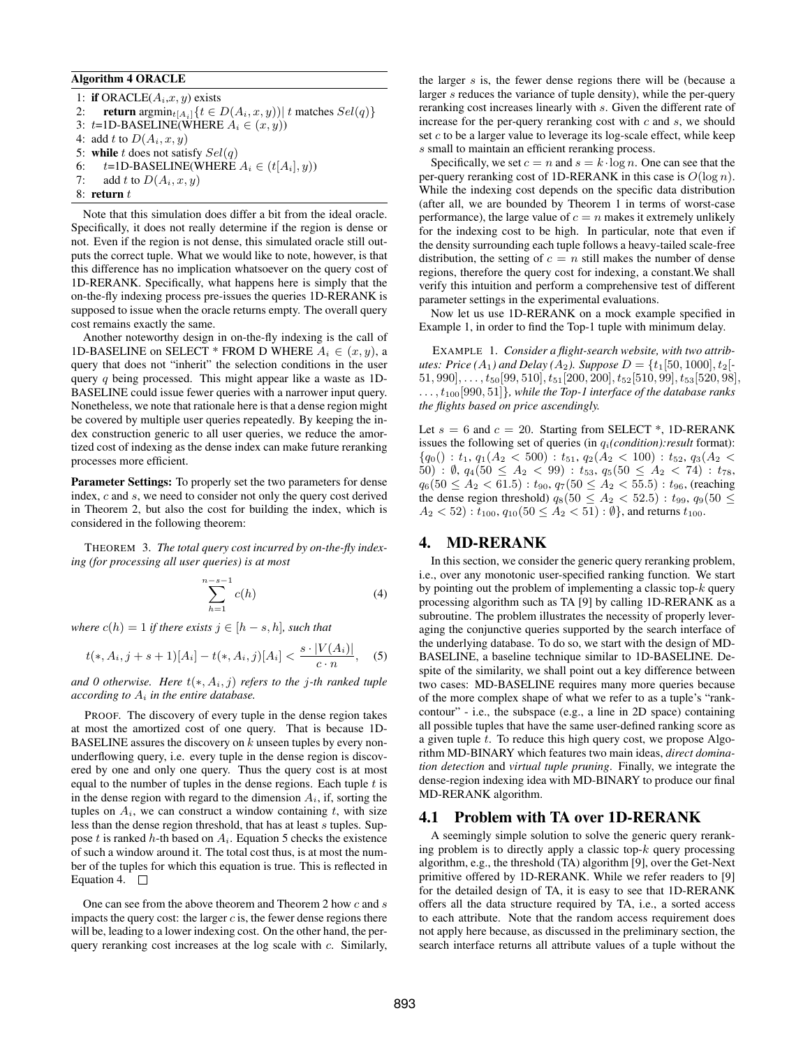**Algorithm 4 ORACLE**

```
1: if ORACLE(A_i, x, y) exists
2:     return argmin_{t[A_i]}{t ∈ D(A_i, x, y))| t matches Sel(q)}
3: t=1D-BASELINE(WHERE A_i ∈ (x, y))
4: add t to D(A_i, x, y)
5: while t does not satisfy Sel(q)
6:     t=1D-BASELINE(WHERE A_i ∈ (t[A_i], y))
7:     add t to D(A_i, x, y)
8: return t
```

Note that this simulation does differ a bit from the ideal oracle. Specifically, it does not really determine if the region is dense or not. Even if the region is not dense, this simulated oracle still outputs the correct tuple. What we would like to note, however, is that this difference has no implication whatsoever on the query cost of 1D-RERANK. Specifically, what happens here is simply that the on-the-fly indexing process pre-issues the queries 1D-RERANK is supposed to issue when the oracle returns empty. The overall query cost remains exactly the same.

Another noteworthy design in on-the-fly indexing is the call of 1D-BASELINE on SELECT * FROM D WHERE $A_i \in (x, y)$, a query that does not "inherit" the selection conditions in the user query $q$ being processed. This might appear like a waste as 1D-BASELINE could issue fewer queries with a narrower input query. Nonetheless, we note that rationale here is that a dense region might be covered by multiple user queries repeatedly. By keeping the index construction generic to all user queries, we reduce the amortized cost of indexing as the dense index can make future reranking processes more efficient.

**Parameter Settings:** To properly set the two parameters for dense index, $c$ and $s$, we need to consider not only the query cost derived in Theorem 2, but also the cost for building the index, which is considered in the following theorem:

THEOREM 3. *The total query cost incurred by on-the-fly indexing (for processing all user queries) is at most*

$$\sum_{h=1}^{n-s-1} c(h) \tag{4}$$

*where $c(h) = 1$ if there exists $j \in [h - s, h]$, such that*

$$t(*, A_i, j + s + 1)[A_i] - t(*, A_i, j)[A_i] < \frac{s \cdot |V(A_i)|}{c \cdot n}, \tag{5}$$

*and 0 otherwise. Here $t(*, A_i, j)$ refers to the $j$-th ranked tuple according to $A_i$ in the entire database.*

PROOF. The discovery of every tuple in the dense region takes at most the amortized cost of one query. That is because 1D-BASELINE assures the discovery on $k$ unseen tuples by every non-underflowing query, i.e. every tuple in the dense region is discovered by one and only one query. Thus the query cost is at most equal to the number of tuples in the dense regions. Each tuple $t$ is in the dense region with regard to the dimension $A_i$, if, sorting the tuples on $A_i$, we can construct a window containing $t$, with size less than the dense region threshold, that has at least $s$ tuples. Suppose $t$ is ranked $h$-th based on $A_i$. Equation 5 checks the existence of such a window around it. The total cost thus, is at most the number of the tuples for which this equation is true. This is reflected in Equation 4. □

One can see from the above theorem and Theorem 2 how $c$ and $s$ impacts the query cost: the larger $c$ is, the fewer dense regions there will be, leading to a lower indexing cost. On the other hand, the per-query reranking cost increases at the log scale with $c$. Similarly, the larger $s$ is, the fewer dense regions there will be (because a larger $s$ reduces the variance of tuple density), while the per-query reranking cost increases linearly with $s$. Given the different rate of increase for the per-query reranking cost with $c$ and $s$, we should set $c$ to be a larger value to leverage its log-scale effect, while keep $s$ small to maintain an efficient reranking process.

Specifically, we set $c = n$ and $s = k \cdot \log n$. One can see that the per-query reranking cost of 1D-RERANK in this case is $O(\log n)$. While the indexing cost depends on the specific data distribution (after all, we are bounded by Theorem 1 in terms of worst-case performance), the large value of $c = n$ makes it extremely unlikely for the indexing cost to be high. In particular, note that even if the density surrounding each tuple follows a heavy-tailed scale-free distribution, the setting of $c = n$ still makes the number of dense regions, therefore the query cost for indexing, a constant. We shall verify this intuition and perform a comprehensive test of different parameter settings in the experimental evaluations.

Now let us use 1D-RERANK on a mock example specified in Example 1, in order to find the Top-1 tuple with minimum delay.

EXAMPLE 1. *Consider a flight-search website, with two attributes: Price ($A_1$) and Delay ($A_2$). Suppose $D = \{t_1[50, 1000], t_2[-51, 990], \ldots, t_{50}[99, 510], t_{51}[200, 200], t_{52}[510, 99], t_{53}[520, 98], \ldots, t_{100}[990, 51]\}$, while the Top-1 interface of the database ranks the flights based on price ascendingly.*

Let $s = 6$ and $c = 20$. Starting from SELECT *, 1D-RERANK issues the following set of queries (in $q_i$*(condition):result* format): $\{q_0() : t_1, q_1(A_2 < 500) : t_{51}, q_2(A_2 < 100) : t_{52}, q_3(A_2 < 50) : \emptyset, q_4(50 \leq A_2 < 99) : t_{53}, q_5(50 \leq A_2 < 74) : t_{78}, q_6(50 \leq A_2 < 61.5) : t_{90}, q_7(50 \leq A_2 < 55.5) : t_{96}$, (reaching the dense region threshold) $q_8(50 \leq A_2 < 52.5) : t_{99}, q_9(50 \leq A_2 < 52) : t_{100}, q_{10}(50 \leq A_2 < 51) : \emptyset\}$, and returns $t_{100}$.

# 4. MD-RERANK

In this section, we consider the generic query reranking problem, i.e., over any monotonic user-specified ranking function. We start by pointing out the problem of implementing a classic top-$k$ query processing algorithm such as TA [9] by calling 1D-RERANK as a subroutine. The problem illustrates the necessity of properly leveraging the conjunctive queries supported by the search interface of the underlying database. To do so, we start with the design of MD-BASELINE, a baseline technique similar to 1D-BASELINE. Despite of the similarity, we shall point out a key difference between two cases: MD-BASELINE requires many more queries because of the more complex shape of what we refer to as a tuple's "rank-contour" - i.e., the subspace (e.g., a line in 2D space) containing all possible tuples that have the same user-defined ranking score as a given tuple $t$. To reduce this high query cost, we propose Algorithm MD-BINARY which features two main ideas, *direct domination detection* and *virtual tuple pruning*. Finally, we integrate the dense-region indexing idea with MD-BINARY to produce our final MD-RERANK algorithm.

## 4.1 Problem with TA over 1D-RERANK

A seemingly simple solution to solve the generic query reranking problem is to directly apply a classic top-$k$ query processing algorithm, e.g., the threshold (TA) algorithm [9], over the Get-Next primitive offered by 1D-RERANK. While we refer readers to [9] for the detailed design of TA, it is easy to see that 1D-RERANK offers all the data structure required by TA, i.e., a sorted access to each attribute. Note that the random access requirement does not apply here because, as discussed in the preliminary section, the search interface returns all attribute values of a tuple without the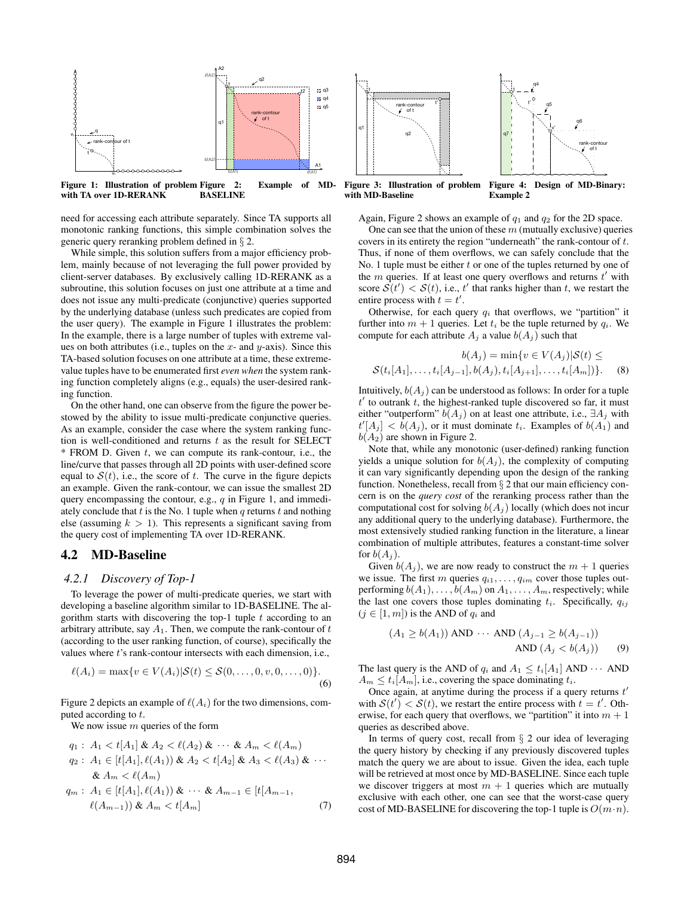Figure 1: Illustration of problem with TA over 1D-RERANK

Figure 2: Example of MD-BASELINE

Figure 3: Illustration of problem with MD-Baseline

Figure 4: Design of MD-Binary: Example 2

need for accessing each attribute separately. Since TA supports all monotonic ranking functions, this simple combination solves the generic query reranking problem defined in § 2.

While simple, this solution suffers from a major efficiency problem, mainly because of not leveraging the full power provided by client-server databases. By exclusively calling 1D-RERANK as a subroutine, this solution focuses on just one attribute at a time and does not issue any multi-predicate (conjunctive) queries supported by the underlying database (unless such predicates are copied from the user query). The example in Figure 1 illustrates the problem: In the example, there is a large number of tuples with extreme values on both attributes (i.e., tuples on the $x$- and $y$-axis). Since this TA-based solution focuses on one attribute at a time, these extreme-value tuples have to be enumerated first *even when* the system ranking function completely aligns (e.g., equals) the user-desired ranking function.

On the other hand, one can observe from the figure the power bestowed by the ability to issue multi-predicate conjunctive queries. As an example, consider the case where the system ranking function is well-conditioned and returns $t$ as the result for SELECT * FROM D. Given $t$, we can compute its rank-contour, i.e., the line/curve that passes through all 2D points with user-defined score equal to $\mathcal{S}(t)$, i.e., the score of $t$. The curve in the figure depicts an example. Given the rank-contour, we can issue the smallest 2D query encompassing the contour, e.g., $q$ in Figure 1, and immediately conclude that $t$ is the No. 1 tuple when $q$ returns $t$ and nothing else (assuming $k > 1$). This represents a significant saving from the query cost of implementing TA over 1D-RERANK.

## 4.2 MD-Baseline

### 4.2.1 Discovery of Top-1

To leverage the power of multi-predicate queries, we start with developing a baseline algorithm similar to 1D-BASELINE. The algorithm starts with discovering the top-1 tuple $t$ according to an arbitrary attribute, say $A_1$. Then, we compute the rank-contour of $t$ (according to the user ranking function, of course), specifically the values where $t$'s rank-contour intersects with each dimension, i.e.,

$$\ell(A_i) = \max\{v \in V(A_i) | \mathcal{S}(t) \leq \mathcal{S}(0, \ldots, 0, v, 0, \ldots, 0)\}. \quad (6)$$

Figure 2 depicts an example of $\ell(A_i)$ for the two dimensions, computed according to $t$.

We now issue $m$ queries of the form

$$
\begin{aligned}
q_1 &: A_1 < t[A_1] \ \& \ A_2 < \ell(A_2) \ \& \ \cdots \ \& \ A_m < \ell(A_m) \\
q_2 &: A_1 \in [t[A_1], \ell(A_1)) \ \& \ A_2 < t[A_2] \ \& \ A_3 < \ell(A_3) \ \& \ \cdots \\
&\quad \& \ A_m < \ell(A_m) \\
q_m &: A_1 \in [t[A_1], \ell(A_1)) \ \& \ \cdots \ \& \ A_{m-1} \in [t[A_{m-1}], \\
&\quad \ell(A_{m-1})) \ \& \ A_m < t[A_m] \qquad (7)
\end{aligned}
$$

Again, Figure 2 shows an example of $q_1$ and $q_2$ for the 2D space.

One can see that the union of these $m$ (mutually exclusive) queries covers in its entirety the region "underneath" the rank-contour of $t$. Thus, if none of them overflows, we can safely conclude that the No. 1 tuple must be either $t$ or one of the tuples returned by one of the $m$ queries. If at least one query overflows and returns $t'$ with score $\mathcal{S}(t') < \mathcal{S}(t)$, i.e., $t'$ that ranks higher than $t$, we restart the entire process with $t = t'$.

Otherwise, for each query $q_i$ that overflows, we "partition" it further into $m + 1$ queries. Let $t_i$ be the tuple returned by $q_i$. We compute for each attribute $A_j$ a value $b(A_j)$ such that

$$
\begin{aligned}
b(A_j) = \min\{v \in V(A_j) | \mathcal{S}(t) \leq \\
\mathcal{S}(t_i[A_1], \ldots, t_i[A_{j-1}], b(A_j), t_i[A_{j+1}], \ldots, t_i[A_m])\}. \quad (8)
\end{aligned}
$$

Intuitively, $b(A_j)$ can be understood as follows: In order for a tuple $t'$ to outrank $t$, the highest-ranked tuple discovered so far, it must either "outperform" $b(A_j)$ on at least one attribute, i.e., $\exists A_j$ with $t'[A_j] < b(A_j)$, or it must dominate $t_i$. Examples of $b(A_1)$ and $b(A_2)$ are shown in Figure 2.

Note that, while any monotonic (user-defined) ranking function yields a unique solution for $b(A_j)$, the complexity of computing it can vary significantly depending upon the design of the ranking function. Nonetheless, recall from § 2 that our main efficiency concern is on the *query cost* of the reranking process rather than the computational cost for solving $b(A_j)$ locally (which does not incur any additional query to the underlying database). Furthermore, the most extensively studied ranking function in the literature, a linear combination of multiple attributes, features a constant-time solver for $b(A_j)$.

Given $b(A_j)$, we are now ready to construct the $m + 1$ queries we issue. The first $m$ queries $q_{i1}, \ldots, q_{im}$ cover those tuples outperforming $b(A_1), \ldots, b(A_m)$ on $A_1, \ldots, A_m$, respectively; while the last one covers those tuples dominating $t_i$. Specifically, $q_{ij}$ ($j \in [1, m]$) is the AND of $q_i$ and

$$
\begin{aligned}
(A_1 \geq b(A_1)) \text{ AND } \cdots \text{ AND } (A_{j-1} \geq b(A_{j-1})) \\
\text{AND } (A_j < b(A_j)) \qquad (9)
\end{aligned}
$$

The last query is the AND of $q_i$ and $A_1 \leq t_i[A_1]$ AND $\cdots$ AND $A_m \leq t_i[A_m]$, i.e., covering the space dominating $t_i$.

Once again, at anytime during the process if a query returns $t'$ with $\mathcal{S}(t') < \mathcal{S}(t)$, we restart the entire process with $t = t'$. Otherwise, for each query that overflows, we "partition" it into $m + 1$ queries as described above.

In terms of query cost, recall from § 2 our idea of leveraging the query history by checking if any previously discovered tuples match the query we are about to issue. Given the idea, each tuple will be retrieved at most once by MD-BASELINE. Since each tuple we discover triggers at most $m + 1$ queries which are mutually exclusive with each other, one can see that the worst-case query cost of MD-BASELINE for discovering the top-1 tuple is $O(m \cdot n)$.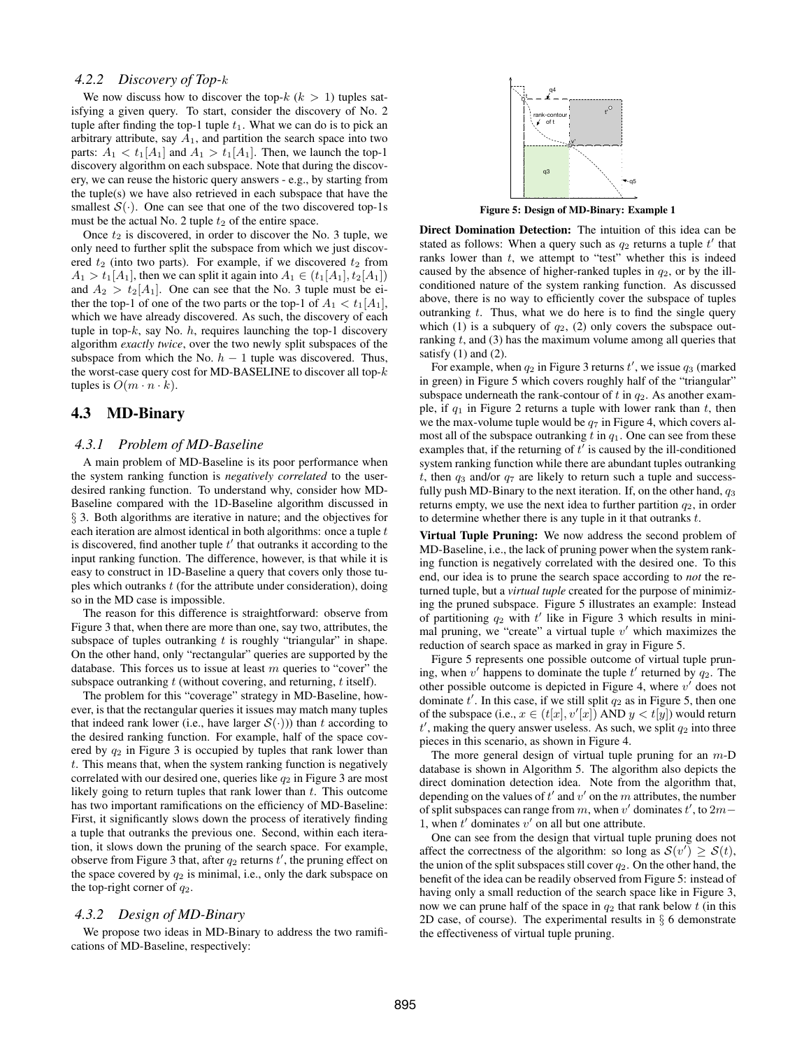### 4.2.2 Discovery of Top-$k$

We now discuss how to discover the top-$k$ ($k > 1$) tuples satisfying a given query. To start, consider the discovery of No. 2 tuple after finding the top-1 tuple $t_1$. What we can do is to pick an arbitrary attribute, say $A_1$, and partition the search space into two parts: $A_1 < t_1[A_1]$ and $A_1 > t_1[A_1]$. Then, we launch the top-1 discovery algorithm on each subspace. Note that during the discovery, we can reuse the historic query answers - e.g., by starting from the tuple(s) we have also retrieved in each subspace that have the smallest $\mathcal{S}(\cdot)$. One can see that one of the two discovered top-1s must be the actual No. 2 tuple $t_2$ of the entire space.

Once $t_2$ is discovered, in order to discover the No. 3 tuple, we only need to further split the subspace from which we just discovered $t_2$ (into two parts). For example, if we discovered $t_2$ from $A_1 > t_1[A_1]$, then we can split it again into $A_1 \in (t_1[A_1], t_2[A_1])$ and $A_2 > t_2[A_1]$. One can see that the No. 3 tuple must be either the top-1 of one of the two parts or the top-1 of $A_1 < t_1[A_1]$, which we have already discovered. As such, the discovery of each tuple in top-$k$, say No. $h$, requires launching the top-1 discovery algorithm *exactly twice*, over the two newly split subspaces of the subspace from which the No. $h - 1$ tuple was discovered. Thus, the worst-case query cost for MD-BASELINE to discover all top-$k$ tuples is $O(m \cdot n \cdot k)$.

## 4.3 MD-Binary

### 4.3.1 Problem of MD-Baseline

A main problem of MD-Baseline is its poor performance when the system ranking function is *negatively correlated* to the user-desired ranking function. To understand why, consider how MD-Baseline compared with the 1D-Baseline algorithm discussed in § 3. Both algorithms are iterative in nature; and the objectives for each iteration are almost identical in both algorithms: once a tuple $t$ is discovered, find another tuple $t'$ that outranks it according to the input ranking function. The difference, however, is that while it is easy to construct in 1D-Baseline a query that covers only those tuples which outranks $t$ (for the attribute under consideration), doing so in the MD case is impossible.

The reason for this difference is straightforward: observe from Figure 3 that, when there are more than one, say two, attributes, the subspace of tuples outranking $t$ is roughly "triangular" in shape. On the other hand, only "rectangular" queries are supported by the database. This forces us to issue at least $m$ queries to "cover" the subspace outranking $t$ (without covering, and returning, $t$ itself).

The problem for this "coverage" strategy in MD-Baseline, however, is that the rectangular queries it issues may match many tuples that indeed rank lower (i.e., have larger $\mathcal{S}(\cdot)$)) than $t$ according to the desired ranking function. For example, half of the space covered by $q_2$ in Figure 3 is occupied by tuples that rank lower than $t$. This means that, when the system ranking function is negatively correlated with our desired one, queries like $q_2$ in Figure 3 are most likely going to return tuples that rank lower than $t$. This outcome has two important ramifications on the efficiency of MD-Baseline: First, it significantly slows down the process of iteratively finding a tuple that outranks the previous one. Second, within each iteration, it slows down the pruning of the search space. For example, observe from Figure 3 that, after $q_2$ returns $t'$, the pruning effect on the space covered by $q_2$ is minimal, i.e., only the dark subspace on the top-right corner of $q_2$.

### 4.3.2 Design of MD-Binary

We propose two ideas in MD-Binary to address the two ramifications of MD-Baseline, respectively:

Figure 5: Design of MD-Binary: Example 1

**Direct Domination Detection:** The intuition of this idea can be stated as follows: When a query such as $q_2$ returns a tuple $t'$ that ranks lower than $t$, we attempt to "test" whether this is indeed caused by the absence of higher-ranked tuples in $q_2$, or by the ill-conditioned nature of the system ranking function. As discussed above, there is no way to efficiently cover the subspace of tuples outranking $t$. Thus, what we do here is to find the single query which (1) is a subquery of $q_2$, (2) only covers the subspace outranking $t$, and (3) has the maximum volume among all queries that satisfy (1) and (2).

For example, when $q_2$ in Figure 3 returns $t'$, we issue $q_3$ (marked in green) in Figure 5 which covers roughly half of the "triangular" subspace underneath the rank-contour of $t$ in $q_2$. As another example, if $q_1$ in Figure 2 returns a tuple with lower rank than $t$, then we the max-volume tuple would be $q_7$ in Figure 4, which covers almost all of the subspace outranking $t$ in $q_1$. One can see from these examples that, if the returning of $t'$ is caused by the ill-conditioned system ranking function while there are abundant tuples outranking $t$, then $q_3$ and/or $q_7$ are likely to return such a tuple and successfully push MD-Binary to the next iteration. If, on the other hand, $q_3$ returns empty, we use the next idea to further partition $q_2$, in order to determine whether there is any tuple in it that outranks $t$.

**Virtual Tuple Pruning:** We now address the second problem of MD-Baseline, i.e., the lack of pruning power when the system ranking function is negatively correlated with the desired one. To this end, our idea is to prune the search space according to *not* the returned tuple, but a *virtual tuple* created for the purpose of minimizing the pruned subspace. Figure 5 illustrates an example: Instead of partitioning $q_2$ with $t'$ like in Figure 3 which results in minimal pruning, we "create" a virtual tuple $v'$ which maximizes the reduction of search space as marked in gray in Figure 5.

Figure 5 represents one possible outcome of virtual tuple pruning, when $v'$ happens to dominate the tuple $t'$ returned by $q_2$. The other possible outcome is depicted in Figure 4, where $v'$ does not dominate $t'$. In this case, if we still split $q_2$ as in Figure 5, then one of the subspace (i.e., $x \in (t[x], v'[x])$ AND $y < t[y]$) would return $t'$, making the query answer useless. As such, we split $q_2$ into three pieces in this scenario, as shown in Figure 4.

The more general design of virtual tuple pruning for an $m$-D database is shown in Algorithm 5. The algorithm also depicts the direct domination detection idea. Note from the algorithm that, depending on the values of $t'$ and $v'$ on the $m$ attributes, the number of split subspaces can range from $m$, when $v'$ dominates $t'$, to $2m - 1$, when $t'$ dominates $v'$ on all but one attribute.

One can see from the design that virtual tuple pruning does not affect the correctness of the algorithm: so long as $\mathcal{S}(v') \geq \mathcal{S}(t)$, the union of the split subspaces still cover $q_2$. On the other hand, the benefit of the idea can be readily observed from Figure 5: instead of having only a small reduction of the search space like in Figure 3, now we can prune half of the space in $q_2$ that rank below $t$ (in this 2D case, of course). The experimental results in § 6 demonstrate the effectiveness of virtual tuple pruning.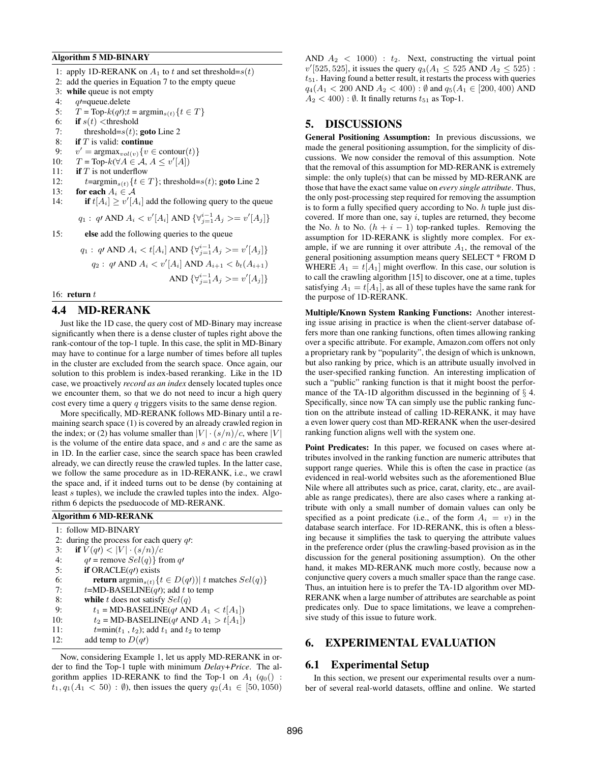**Algorithm 5 MD-BINARY**

1: apply 1D-RERANK on $A_1$ to $t$ and set threshold=$s(t)$
2: add the queries in Equation 7 to the empty queue
3: **while** queue is not empty
4: $q\prime$=queue.delete
5: $T$ = Top-$k$($q\prime$);$t$ = argmin$_{s(t)}\{t \in T\}$
6: **if** $s(t)$ <threshold
7: threshold=$s(t)$; **goto** Line 2
8: **if** $T$ is valid: **continue**
9: $v' = \text{argmax}_{vol(v)}\{v \in \text{contour}(t)\}$
10: $T$ = Top-$k$($\forall A \in \mathcal{A}, A \leq v'[A]$)
11: **if** $T$ is not underflow
12: $t$=argmin$_{s(t)}\{t \in T\}$; threshold=$s(t)$; **goto** Line 2
13: **for each** $A_i \in \mathcal{A}$
14: **if** $t[A_i] \geq v'[A_i]$ add the following query to the queue

$q_1$ : $q\prime$ AND $A_i < v'[A_i]$ AND $\{\forall_{j=1}^{i-1} A_j >= v'[A_j]\}$

15: **else** add the following queries to the queue

$q_1$ : $q\prime$ AND $A_i < t[A_i]$ AND $\{\forall_{j=1}^{i-1} A_j >= v'[A_j]\}$

$q_2$ : $q\prime$ AND $A_i < v'[A_i]$ AND $A_{i+1} < b_t(A_{i+1})$ AND $\{\forall_{j=1}^{i-1} A_j >= v'[A_j]\}$

16: **return** $t$

## 4.4 MD-RERANK

Just like the 1D case, the query cost of MD-Binary may increase significantly when there is a dense cluster of tuples right above the rank-contour of the top-1 tuple. In this case, the split in MD-Binary may have to continue for a large number of times before all tuples in the cluster are excluded from the search space. Once again, our solution to this problem is index-based reranking. Like in the 1D case, we proactively *record as an index* densely located tuples once we encounter them, so that we do not need to incur a high query cost every time a query $q$ triggers visits to the same dense region.

More specifically, MD-RERANK follows MD-Binary until a remaining search space (1) is covered by an already crawled region in the index; or (2) has volume smaller than $|V| \cdot (s/n)/c$, where $|V|$ is the volume of the entire data space, and $s$ and $c$ are the same as in 1D. In the earlier case, since the search space has been crawled already, we can directly reuse the crawled tuples. In the latter case, we follow the same procedure as in 1D-RERANK, i.e., we crawl the space and, if it indeed turns out to be dense (by containing at least $s$ tuples), we include the crawled tuples into the index. Algorithm 6 depicts the pseudocode of MD-RERANK.

**Algorithm 6 MD-RERANK**

1: follow MD-BINARY
2: during the process for each query $q\prime$:
3: **if** $V(q\prime) < |V| \cdot (s/n)/c$
4: $q\prime$ = remove $Sel(q)$ from $q\prime$
5: **if** ORACLE($q\prime$) exists
6: **return** argmin$_{s(t)}\{t \in D(q\prime))|$ $t$ matches $Sel(q)\}$
7: $t$=MD-BASELINE($q\prime$); add $t$ to temp
8: **while** $t$ does not satisfy $Sel(q)$
9: $t_1$ = MD-BASELINE($q\prime$ AND $A_1 < t[A_1]$)
10: $t_2$ = MD-BASELINE($q\prime$ AND $A_1 > t[A_1]$)
11: $t$=min($t_1$ , $t_2$); add $t_1$ and $t_2$ to temp
12: add temp to $D(q\prime)$

Now, considering Example 1, let us apply MD-RERANK in order to find the Top-1 tuple with minimum *Delay+Price*. The algorithm applies 1D-RERANK to find the Top-1 on $A_1$ ($q_0()$ : $t_1, q_1(A_1 < 50)$ : $\emptyset$), then issues the query $q_2(A_1 \in [50, 1050)$ AND $A_2 < 1000)$ : $t_2$. Next, constructing the virtual point $v'[525, 525]$, it issues the query $q_3(A_1 \leq 525$ AND $A_2 \leq 525)$ : $t_{51}$. Having found a better result, it restarts the process with queries $q_4(A_1 < 200$ AND $A_2 < 400)$ : $\emptyset$ and $q_5(A_1 \in [200, 400)$ AND $A_2 < 400)$ : $\emptyset$. It finally returns $t_{51}$ as Top-1.

# 5. DISCUSSIONS

**General Positioning Assumption:** In previous discussions, we made the general positioning assumption, for the simplicity of discussions. We now consider the removal of this assumption. Note that the removal of this assumption for MD-RERANK is extremely simple: the only tuple(s) that can be missed by MD-RERANK are those that have the exact same value on *every single attribute*. Thus, the only post-processing step required for removing the assumption is to form a fully specified query according to No. $h$ tuple just discovered. If more than one, say $i$, tuples are returned, they become the No. $h$ to No. $(h + i - 1)$ top-ranked tuples. Removing the assumption for 1D-RERANK is slightly more complex. For example, if we are running it over attribute $A_1$, the removal of the general positioning assumption means query SELECT * FROM D WHERE $A_1 = t[A_1]$ might overflow. In this case, our solution is to call the crawling algorithm [15] to discover, one at a time, tuples satisfying $A_1 = t[A_1]$, as all of these tuples have the same rank for the purpose of 1D-RERANK.

**Multiple/Known System Ranking Functions:** Another interesting issue arising in practice is when the client-server database offers more than one ranking functions, often times allowing ranking over a specific attribute. For example, Amazon.com offers not only a proprietary rank by "popularity", the design of which is unknown, but also ranking by price, which is an attribute usually involved in the user-specified ranking function. An interesting implication of such a "public" ranking function is that it might boost the performance of the TA-1D algorithm discussed in the beginning of § 4. Specifically, since now TA can simply use the public ranking function on the attribute instead of calling 1D-RERANK, it may have a even lower query cost than MD-RERANK when the user-desired ranking function aligns well with the system one.

**Point Predicates:** In this paper, we focused on cases where attributes involved in the ranking function are numeric attributes that support range queries. While this is often the case in practice (as evidenced in real-world websites such as the aforementioned Blue Nile where all attributes such as price, carat, clarity, etc., are available as range predicates), there are also cases where a ranking attribute with only a small number of domain values can only be specified as a point predicate (i.e., of the form $A_i = v$) in the database search interface. For 1D-RERANK, this is often a blessing because it simplifies the task to querying the attribute values in the preference order (plus the crawling-based provision as in the discussion for the general positioning assumption). On the other hand, it makes MD-RERANK much more costly, because now a conjunctive query covers a much smaller space than the range case. Thus, an intuition here is to prefer the TA-1D algorithm over MD-RERANK when a large number of attributes are searchable as point predicates only. Due to space limitations, we leave a comprehensive study of this issue to future work.

# 6. EXPERIMENTAL EVALUATION

## 6.1 Experimental Setup

In this section, we present our experimental results over a number of several real-world datasets, offline and online. We started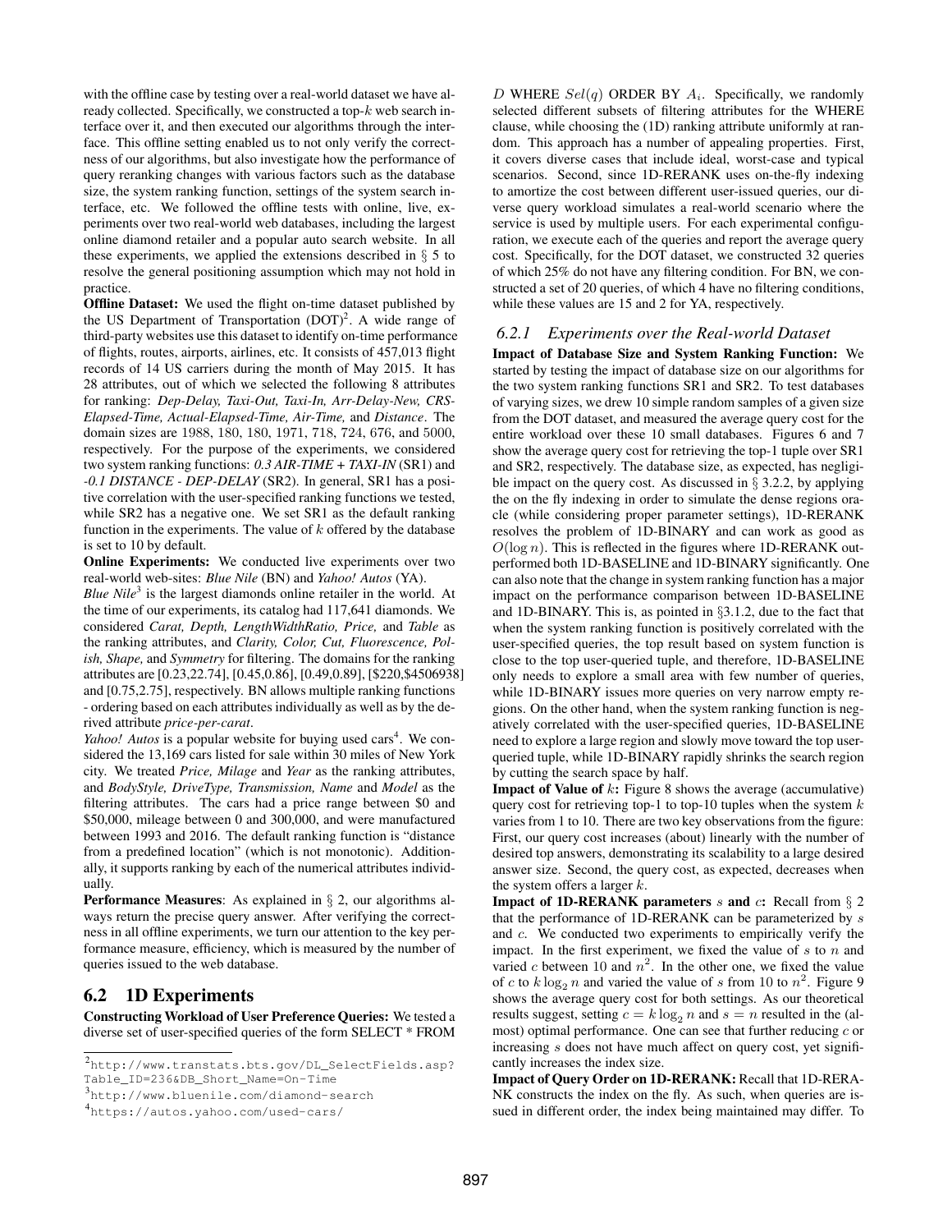with the offline case by testing over a real-world dataset we have already collected. Specifically, we constructed a top-$k$ web search interface over it, and then executed our algorithms through the interface. This offline setting enabled us to not only verify the correctness of our algorithms, but also investigate how the performance of query reranking changes with various factors such as the database size, the system ranking function, settings of the system search interface, etc. We followed the offline tests with online, live, experiments over two real-world web databases, including the largest online diamond retailer and a popular auto search website. In all these experiments, we applied the extensions described in § 5 to resolve the general positioning assumption which may not hold in practice.

**Offline Dataset:** We used the flight on-time dataset published by the US Department of Transportation (DOT)[2]. A wide range of third-party websites use this dataset to identify on-time performance of flights, routes, airports, airlines, etc. It consists of 457,013 flight records of 14 US carriers during the month of May 2015. It has 28 attributes, out of which we selected the following 8 attributes for ranking: *Dep-Delay, Taxi-Out, Taxi-In, Arr-Delay-New, CRS-Elapsed-Time, Actual-Elapsed-Time, Air-Time,* and *Distance*. The domain sizes are 1988, 180, 180, 1971, 718, 724, 676, and 5000, respectively. For the purpose of the experiments, we considered two system ranking functions: *0.3 AIR-TIME + TAXI-IN* (SR1) and *-0.1 DISTANCE - DEP-DELAY* (SR2). In general, SR1 has a positive correlation with the user-specified ranking functions we tested, while SR2 has a negative one. We set SR1 as the default ranking function in the experiments. The value of $k$ offered by the database is set to 10 by default.

**Online Experiments:** We conducted live experiments over two real-world web-sites: *Blue Nile* (BN) and *Yahoo! Autos* (YA).

*Blue Nile*[3] is the largest diamonds online retailer in the world. At the time of our experiments, its catalog had 117,641 diamonds. We considered *Carat, Depth, LengthWidthRatio, Price,* and *Table* as the ranking attributes, and *Clarity, Color, Cut, Fluorescence, Polish, Shape,* and *Symmetry* for filtering. The domains for the ranking attributes are [0.23,22.74], [0.45,0.86], [0.49,0.89], [$220,$4506938] and [0.75,2.75], respectively. BN allows multiple ranking functions - ordering based on each attributes individually as well as by the derived attribute *price-per-carat*.

*Yahoo! Autos* is a popular website for buying used cars[4]. We considered the 13,169 cars listed for sale within 30 miles of New York city. We treated *Price, Milage* and *Year* as the ranking attributes, and *BodyStyle, DriveType, Transmission, Name* and *Model* as the filtering attributes. The cars had a price range between $0 and $50,000, mileage between 0 and 300,000, and were manufactured between 1993 and 2016. The default ranking function is "distance from a predefined location" (which is not monotonic). Additionally, it supports ranking by each of the numerical attributes individually.

**Performance Measures**: As explained in § 2, our algorithms always return the precise query answer. After verifying the correctness in all offline experiments, we turn our attention to the key performance measure, efficiency, which is measured by the number of queries issued to the web database.

## 6.2 1D Experiments

**Constructing Workload of User Preference Queries:** We tested a diverse set of user-specified queries of the form SELECT * FROM $D$ WHERE $Sel(q)$ ORDER BY $A_i$. Specifically, we randomly selected different subsets of filtering attributes for the WHERE clause, while choosing the (1D) ranking attribute uniformly at random. This approach has a number of appealing properties. First, it covers diverse cases that include ideal, worst-case and typical scenarios. Second, since 1D-RERANK uses on-the-fly indexing to amortize the cost between different user-issued queries, our diverse query workload simulates a real-world scenario where the service is used by multiple users. For each experimental configuration, we execute each of the queries and report the average query cost. Specifically, for the DOT dataset, we constructed 32 queries of which 25% do not have any filtering condition. For BN, we constructed a set of 20 queries, of which 4 have no filtering conditions, while these values are 15 and 2 for YA, respectively.

### 6.2.1 Experiments over the Real-world Dataset

**Impact of Database Size and System Ranking Function:** We started by testing the impact of database size on our algorithms for the two system ranking functions SR1 and SR2. To test databases of varying sizes, we drew 10 simple random samples of a given size from the DOT dataset, and measured the average query cost for the entire workload over these 10 small databases. Figures 6 and 7 show the average query cost for retrieving the top-1 tuple over SR1 and SR2, respectively. The database size, as expected, has negligible impact on the query cost. As discussed in § 3.2.2, by applying the on the fly indexing in order to simulate the dense regions oracle (while considering proper parameter settings), 1D-RERANK resolves the problem of 1D-BINARY and can work as good as $O(\log n)$. This is reflected in the figures where 1D-RERANK outperformed both 1D-BASELINE and 1D-BINARY significantly. One can also note that the change in system ranking function has a major impact on the performance comparison between 1D-BASELINE and 1D-BINARY. This is, as pointed in §3.1.2, due to the fact that when the system ranking function is positively correlated with the user-specified queries, the top result based on system function is close to the top user-queried tuple, and therefore, 1D-BASELINE only needs to explore a small area with few number of queries, while 1D-BINARY issues more queries on very narrow empty regions. On the other hand, when the system ranking function is negatively correlated with the user-specified queries, 1D-BASELINE need to explore a large region and slowly move toward the top user-queried tuple, while 1D-BINARY rapidly shrinks the search region by cutting the search space by half.

**Impact of Value of $k$:** Figure 8 shows the average (accumulative) query cost for retrieving top-1 to top-10 tuples when the system $k$ varies from 1 to 10. There are two key observations from the figure: First, our query cost increases (about) linearly with the number of desired top answers, demonstrating its scalability to a large desired answer size. Second, the query cost, as expected, decreases when the system offers a larger $k$.

**Impact of 1D-RERANK parameters $s$ and $c$:** Recall from § 2 that the performance of 1D-RERANK can be parameterized by $s$ and $c$. We conducted two experiments to empirically verify the impact. In the first experiment, we fixed the value of $s$ to $n$ and varied $c$ between 10 and $n^2$. In the other one, we fixed the value of $c$ to $k \log_2 n$ and varied the value of $s$ from 10 to $n^2$. Figure 9 shows the average query cost for both settings. As our theoretical results suggest, setting $c = k \log_2 n$ and $s = n$ resulted in the (almost) optimal performance. One can see that further reducing $c$ or increasing $s$ does not have much affect on query cost, yet significantly increases the index size.

**Impact of Query Order on 1D-RERANK:** Recall that 1D-RERANK constructs the index on the fly. As such, when queries are issued in different order, the index being maintained may differ. To

---

[2] http://www.transtats.bts.gov/DL_SelectFields.asp?Table_ID=236&DB_Short_Name=On-Time

[3] http://www.bluenile.com/diamond-search

[4] https://autos.yahoo.com/used-cars/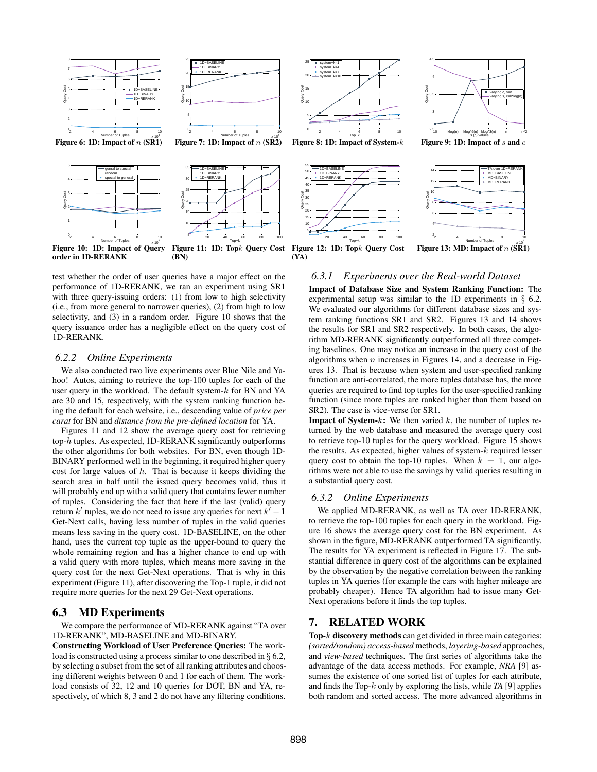Figure 6: 1D: Impact of $n$ (SR1)

Figure 7: 1D: Impact of $n$ (SR2)

Figure 8: 1D: Impact of System-$k$

Figure 9: 1D: Impact of $s$ and $c$

Figure 10: 1D: Impact of Query order in 1D-RERANK

Figure 11: 1D: Top$k$ Query Cost (BN)

Figure 12: 1D: Top$k$ Query Cost (YA)

Figure 13: MD: Impact of $n$ (SR1)

test whether the order of user queries have a major effect on the performance of 1D-RERANK, we ran an experiment using SR1 with three query-issuing orders: (1) from low to high selectivity (i.e., from more general to narrower queries), (2) from high to low selectivity, and (3) in a random order. Figure 10 shows that the query issuance order has a negligible effect on the query cost of 1D-RERANK.

### 6.2.2 Online Experiments

We also conducted two live experiments over Blue Nile and Yahoo! Autos, aiming to retrieve the top-100 tuples for each of the user query in the workload. The default system-$k$ for BN and YA are 30 and 15, respectively, with the system ranking function being the default for each website, i.e., descending value of *price per carat* for BN and *distance from the pre-defined location* for YA.

Figures 11 and 12 show the average query cost for retrieving top-$h$ tuples. As expected, 1D-RERANK significantly outperforms the other algorithms for both websites. For BN, even though 1D-BINARY performed well in the beginning, it required higher query cost for large values of $h$. That is because it keeps dividing the search area in half until the issued query becomes valid, thus it will probably end up with a valid query that contains fewer number of tuples. Considering the fact that here if the last (valid) query return $k'$ tuples, we do not need to issue any queries for next $k' - 1$ Get-Next calls, having less number of tuples in the valid queries means less saving in the query cost. 1D-BASELINE, on the other hand, uses the current top tuple as the upper-bound to query the whole remaining region and has a higher chance to end up with a valid query with more tuples, which means more saving in the query cost for the next Get-Next operations. That is why in this experiment (Figure 11), after discovering the Top-1 tuple, it did not require more queries for the next 29 Get-Next operations.

## 6.3 MD Experiments

We compare the performance of MD-RERANK against "TA over 1D-RERANK", MD-BASELINE and MD-BINARY.

**Constructing Workload of User Preference Queries:** The workload is constructed using a process similar to one described in § 6.2, by selecting a subset from the set of all ranking attributes and choosing different weights between 0 and 1 for each of them. The workload consists of 32, 12 and 10 queries for DOT, BN and YA, respectively, of which 8, 3 and 2 do not have any filtering conditions.

### 6.3.1 Experiments over the Real-world Dataset

**Impact of Database Size and System Ranking Function:** The experimental setup was similar to the 1D experiments in § 6.2. We evaluated our algorithms for different database sizes and system ranking functions SR1 and SR2. Figures 13 and 14 shows the results for SR1 and SR2 respectively. In both cases, the algorithm MD-RERANK significantly outperformed all three competing baselines. One may notice an increase in the query cost of the algorithms when $n$ increases in Figures 14, and a decrease in Figures 13. That is because when system and user-specified ranking function are anti-correlated, the more tuples database has, the more queries are required to find top tuples for the user-specified ranking function (since more tuples are ranked higher than them based on SR2). The case is vice-verse for SR1.

**Impact of System-$k$:** We then varied $k$, the number of tuples returned by the web database and measured the average query cost to retrieve top-10 tuples for the query workload. Figure 15 shows the results. As expected, higher values of system-$k$ required lesser query cost to obtain the top-10 tuples. When $k = 1$, our algorithms were not able to use the savings by valid queries resulting in a substantial query cost.

### 6.3.2 Online Experiments

We applied MD-RERANK, as well as TA over 1D-RERANK, to retrieve the top-100 tuples for each query in the workload. Figure 16 shows the average query cost for the BN experiment. As shown in the figure, MD-RERANK outperformed TA significantly. The results for YA experiment is reflected in Figure 17. The substantial difference in query cost of the algorithms can be explained by the observation by the negative correlation between the ranking tuples in YA queries (for example the cars with higher mileage are probably cheaper). Hence TA algorithm had to issue many Get-Next operations before it finds the top tuples.

## 7. RELATED WORK

**Top-$k$ discovery methods** can get divided in three main categories: *(sorted/random) access-based* methods, *layering-based* approaches, and *view-based* techniques. The first series of algorithms take the advantage of the data access methods. For example, *NRA* [9] assumes the existence of one sorted list of tuples for each attribute, and finds the Top-$k$ only by exploring the lists, while *TA* [9] applies both random and sorted access. The more advanced algorithms in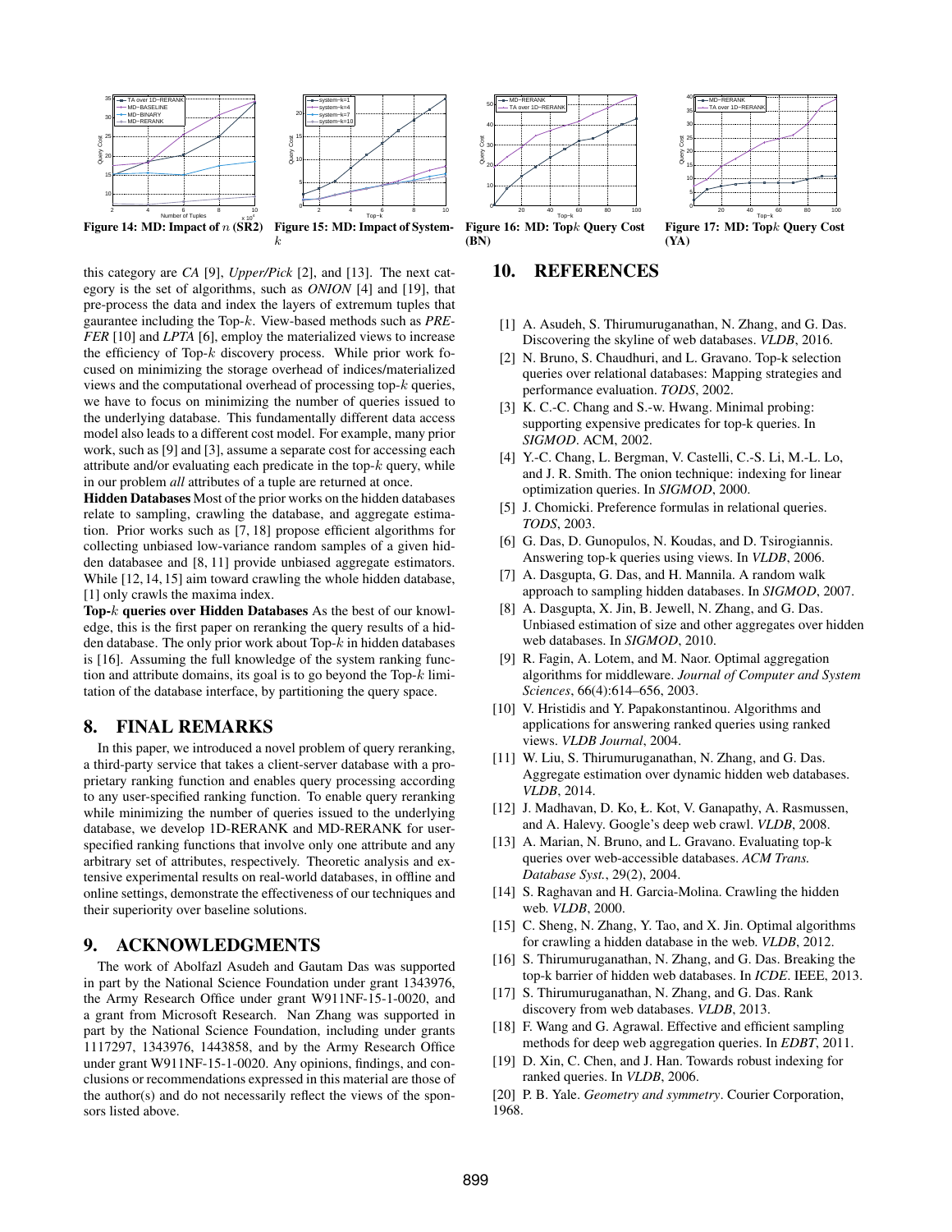35
30
25
20
15
10
2 4 6 8 10
Number of Tuples
x 10^4
Query Cost
TA over 1D−RERANK
MD−BASELINE
MD−BINARY
MD−RERANK

Figure 14: MD: Impact of $n$ (SR2)

20
15
10
5
0
2 4 6 8 10
Top−k
Query Cost
system−k=1
system−k=4
system−k=7
system−k=10

Figure 15: MD: Impact of System-$k$

50
40
30
20
10
0
20 40 60 80 100
Top−k
Query Cost
MD−RERANK
TA over 1D−RERANK

Figure 16: MD: Top$k$ Query Cost (BN)

40
35
30
25
20
15
10
5
0
20 40 60 80 100
Top−k
Query Cost
MD−RERANK
TA over 1D−RERANK

Figure 17: MD: Top$k$ Query Cost (YA)

this category are *CA* [9], *Upper/Pick* [2], and [13]. The next category is the set of algorithms, such as *ONION* [4] and [19], that pre-process the data and index the layers of extremum tuples that gaurantee including the Top-$k$. View-based methods such as *PREFER* [10] and *LPTA* [6], employ the materialized views to increase the efficiency of Top-$k$ discovery process. While prior work focused on minimizing the storage overhead of indices/materialized views and the computational overhead of processing top-$k$ queries, we have to focus on minimizing the number of queries issued to the underlying database. This fundamentally different data access model also leads to a different cost model. For example, many prior work, such as [9] and [3], assume a separate cost for accessing each attribute and/or evaluating each predicate in the top-$k$ query, while in our problem *all* attributes of a tuple are returned at once.

**Hidden Databases** Most of the prior works on the hidden databases relate to sampling, crawling the database, and aggregate estimation. Prior works such as [7, 18] propose efficient algorithms for collecting unbiased low-variance random samples of a given hidden databasee and [8, 11] provide unbiased aggregate estimators. While [12, 14, 15] aim toward crawling the whole hidden database, [1] only crawls the maxima index.

**Top-$k$ queries over Hidden Databases** As the best of our knowledge, this is the first paper on reranking the query results of a hidden database. The only prior work about Top-$k$ in hidden databases is [16]. Assuming the full knowledge of the system ranking function and attribute domains, its goal is to go beyond the Top-$k$ limitation of the database interface, by partitioning the query space.

## 8. FINAL REMARKS

In this paper, we introduced a novel problem of query reranking, a third-party service that takes a client-server database with a proprietary ranking function and enables query processing according to any user-specified ranking function. To enable query reranking while minimizing the number of queries issued to the underlying database, we develop 1D-RERANK and MD-RERANK for user-specified ranking functions that involve only one attribute and any arbitrary set of attributes, respectively. Theoretic analysis and extensive experimental results on real-world databases, in offline and online settings, demonstrate the effectiveness of our techniques and their superiority over baseline solutions.

## 9. ACKNOWLEDGMENTS

The work of Abolfazl Asudeh and Gautam Das was supported in part by the National Science Foundation under grant 1343976, the Army Research Office under grant W911NF-15-1-0020, and a grant from Microsoft Research. Nan Zhang was supported in part by the National Science Foundation, including under grants 1117297, 1343976, 1443858, and by the Army Research Office under grant W911NF-15-1-0020. Any opinions, findings, and conclusions or recommendations expressed in this material are those of the author(s) and do not necessarily reflect the views of the sponsors listed above.

## 10. REFERENCES

[1] A. Asudeh, S. Thirumuruganathan, N. Zhang, and G. Das. Discovering the skyline of web databases. *VLDB*, 2016.

[2] N. Bruno, S. Chaudhuri, and L. Gravano. Top-k selection queries over relational databases: Mapping strategies and performance evaluation. *TODS*, 2002.

[3] K. C.-C. Chang and S.-w. Hwang. Minimal probing: supporting expensive predicates for top-k queries. In *SIGMOD*. ACM, 2002.

[4] Y.-C. Chang, L. Bergman, V. Castelli, C.-S. Li, M.-L. Lo, and J. R. Smith. The onion technique: indexing for linear optimization queries. In *SIGMOD*, 2000.

[5] J. Chomicki. Preference formulas in relational queries. *TODS*, 2003.

[6] G. Das, D. Gunopulos, N. Koudas, and D. Tsirogiannis. Answering top-k queries using views. In *VLDB*, 2006.

[7] A. Dasgupta, G. Das, and H. Mannila. A random walk approach to sampling hidden databases. In *SIGMOD*, 2007.

[8] A. Dasgupta, X. Jin, B. Jewell, N. Zhang, and G. Das. Unbiased estimation of size and other aggregates over hidden web databases. In *SIGMOD*, 2010.

[9] R. Fagin, A. Lotem, and M. Naor. Optimal aggregation algorithms for middleware. *Journal of Computer and System Sciences*, 66(4):614–656, 2003.

[10] V. Hristidis and Y. Papakonstantinou. Algorithms and applications for answering ranked queries using ranked views. *VLDB Journal*, 2004.

[11] W. Liu, S. Thirumuruganathan, N. Zhang, and G. Das. Aggregate estimation over dynamic hidden web databases. *VLDB*, 2014.

[12] J. Madhavan, D. Ko, Ł. Kot, V. Ganapathy, A. Rasmussen, and A. Halevy. Google's deep web crawl. *VLDB*, 2008.

[13] A. Marian, N. Bruno, and L. Gravano. Evaluating top-k queries over web-accessible databases. *ACM Trans. Database Syst.*, 29(2), 2004.

[14] S. Raghavan and H. Garcia-Molina. Crawling the hidden web. *VLDB*, 2000.

[15] C. Sheng, N. Zhang, Y. Tao, and X. Jin. Optimal algorithms for crawling a hidden database in the web. *VLDB*, 2012.

[16] S. Thirumuruganathan, N. Zhang, and G. Das. Breaking the top-k barrier of hidden web databases. In *ICDE*. IEEE, 2013.

[17] S. Thirumuruganathan, N. Zhang, and G. Das. Rank discovery from web databases. *VLDB*, 2013.

[18] F. Wang and G. Agrawal. Effective and efficient sampling methods for deep web aggregation queries. In *EDBT*, 2011.

[19] D. Xin, C. Chen, and J. Han. Towards robust indexing for ranked queries. In *VLDB*, 2006.

[20] P. B. Yale. *Geometry and symmetry*. Courier Corporation, 1968.